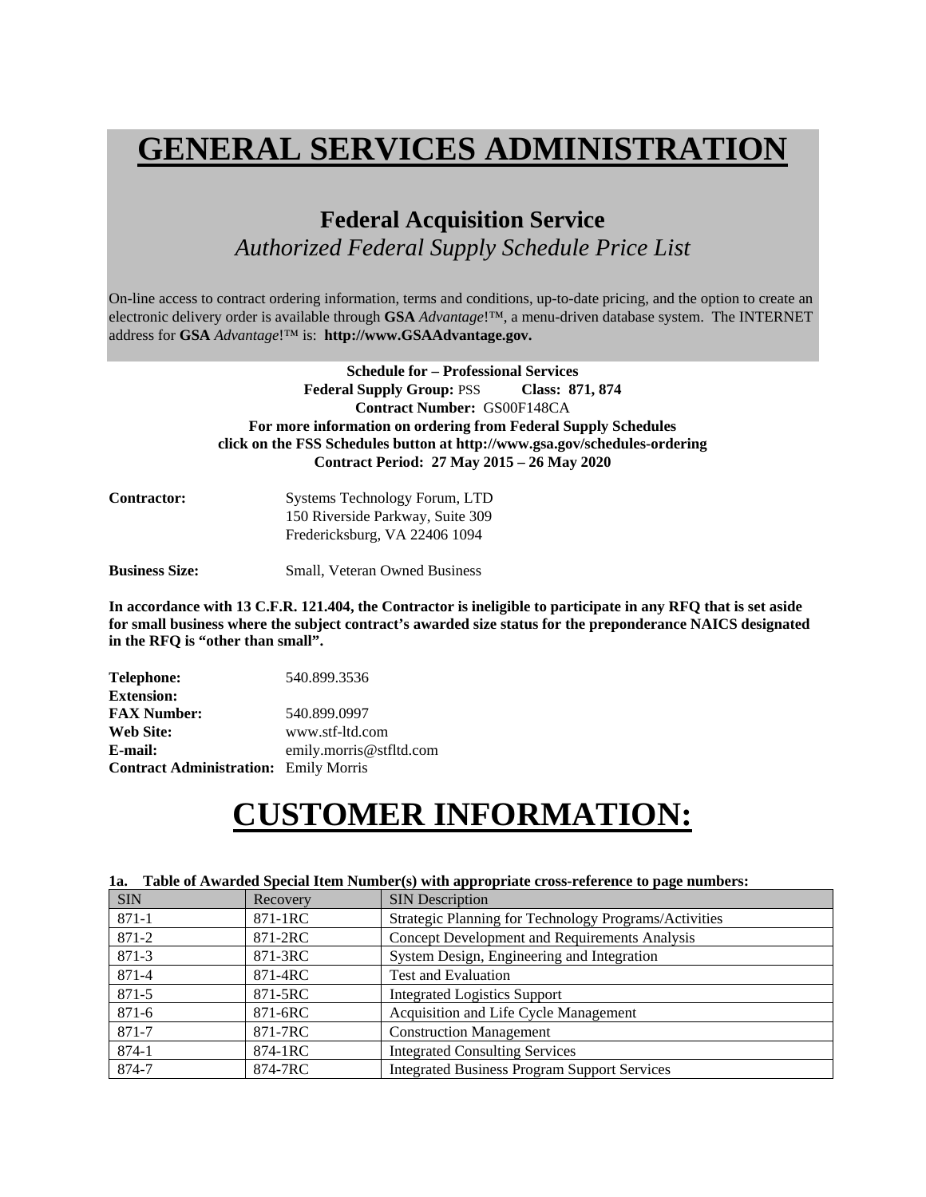# GENERAL SERVICES ADMINISTRATION

## Federal Acquisition Service

*Authorized Federal Supply Schedule Price List*

On-line access to contract ordering information, terms and conditions, up-to-date pricing, and the option to create an electronic delivery order is available through **GSA** *Advantage*!™, a menu-driven database system. The INTERNET address for **GSA** *Advantage*!™ is: **http://www.GSAAdvantage.gov.**

**Schedule for – Professional Services**
**Federal Supply Group:** PSS **Class: 871, 874**
**Contract Number:** GS00F148CA
**For more information on ordering from Federal Supply Schedules click on the FSS Schedules button at http://www.gsa.gov/schedules-ordering**
**Contract Period: 27 May 2015 – 26 May 2020**

**Contractor:** Systems Technology Forum, LTD
150 Riverside Parkway, Suite 309
Fredericksburg, VA 22406 1094

**Business Size:** Small, Veteran Owned Business

**In accordance with 13 C.F.R. 121.404, the Contractor is ineligible to participate in any RFQ that is set aside for small business where the subject contract's awarded size status for the preponderance NAICS designated in the RFQ is "other than small".**

**Telephone:** 540.899.3536
**Extension:**
**FAX Number:** 540.899.0997
**Web Site:** www.stf-ltd.com
**E-mail:** emily.morris@stfltd.com
**Contract Administration:** Emily Morris

# CUSTOMER INFORMATION:

**1a. Table of Awarded Special Item Number(s) with appropriate cross-reference to page numbers:**

| SIN | Recovery | SIN Description |
|---|---|---|
| 871-1 | 871-1RC | Strategic Planning for Technology Programs/Activities |
| 871-2 | 871-2RC | Concept Development and Requirements Analysis |
| 871-3 | 871-3RC | System Design, Engineering and Integration |
| 871-4 | 871-4RC | Test and Evaluation |
| 871-5 | 871-5RC | Integrated Logistics Support |
| 871-6 | 871-6RC | Acquisition and Life Cycle Management |
| 871-7 | 871-7RC | Construction Management |
| 874-1 | 874-1RC | Integrated Consulting Services |
| 874-7 | 874-7RC | Integrated Business Program Support Services |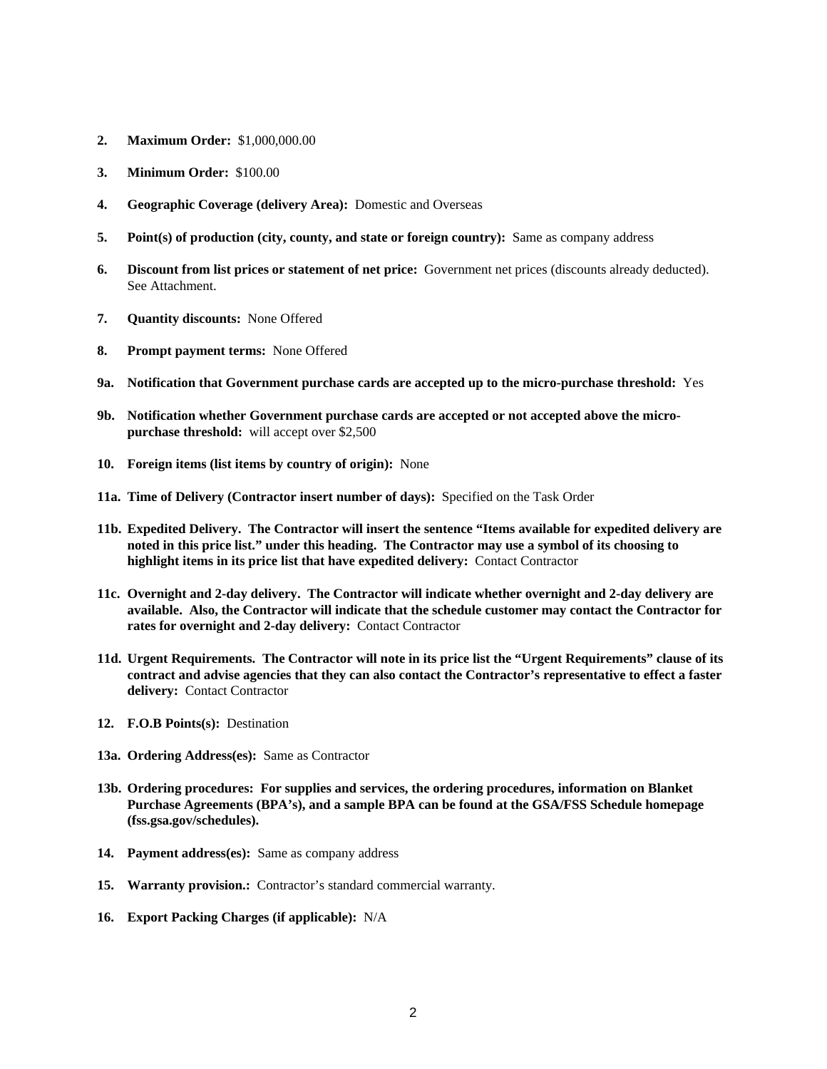**2. Maximum Order:** $1,000,000.00

**3. Minimum Order:** $100.00

**4. Geographic Coverage (delivery Area):** Domestic and Overseas

**5. Point(s) of production (city, county, and state or foreign country):** Same as company address

**6. Discount from list prices or statement of net price:** Government net prices (discounts already deducted). See Attachment.

**7. Quantity discounts:** None Offered

**8. Prompt payment terms:** None Offered

**9a. Notification that Government purchase cards are accepted up to the micro-purchase threshold:** Yes

**9b. Notification whether Government purchase cards are accepted or not accepted above the micro-purchase threshold:** will accept over $2,500

**10. Foreign items (list items by country of origin):** None

**11a. Time of Delivery (Contractor insert number of days):** Specified on the Task Order

**11b. Expedited Delivery. The Contractor will insert the sentence "Items available for expedited delivery are noted in this price list." under this heading. The Contractor may use a symbol of its choosing to highlight items in its price list that have expedited delivery:** Contact Contractor

**11c. Overnight and 2-day delivery. The Contractor will indicate whether overnight and 2-day delivery are available. Also, the Contractor will indicate that the schedule customer may contact the Contractor for rates for overnight and 2-day delivery:** Contact Contractor

**11d. Urgent Requirements. The Contractor will note in its price list the "Urgent Requirements" clause of its contract and advise agencies that they can also contact the Contractor's representative to effect a faster delivery:** Contact Contractor

**12. F.O.B Points(s):** Destination

**13a. Ordering Address(es):** Same as Contractor

**13b. Ordering procedures: For supplies and services, the ordering procedures, information on Blanket Purchase Agreements (BPA's), and a sample BPA can be found at the GSA/FSS Schedule homepage (fss.gsa.gov/schedules).**

**14. Payment address(es):** Same as company address

**15. Warranty provision.:** Contractor's standard commercial warranty.

**16. Export Packing Charges (if applicable):** N/A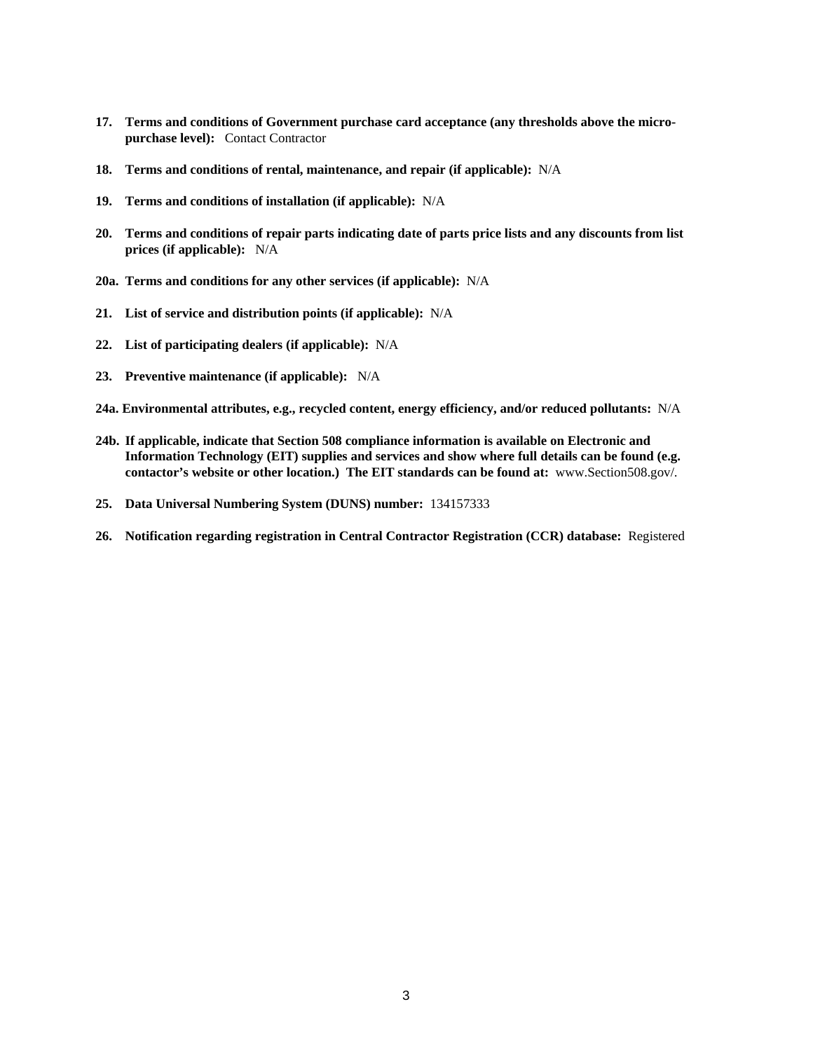**17. Terms and conditions of Government purchase card acceptance (any thresholds above the micro-purchase level):** Contact Contractor

**18. Terms and conditions of rental, maintenance, and repair (if applicable):** N/A

**19. Terms and conditions of installation (if applicable):** N/A

**20. Terms and conditions of repair parts indicating date of parts price lists and any discounts from list prices (if applicable):** N/A

**20a. Terms and conditions for any other services (if applicable):** N/A

**21. List of service and distribution points (if applicable):** N/A

**22. List of participating dealers (if applicable):** N/A

**23. Preventive maintenance (if applicable):** N/A

**24a. Environmental attributes, e.g., recycled content, energy efficiency, and/or reduced pollutants:** N/A

**24b. If applicable, indicate that Section 508 compliance information is available on Electronic and Information Technology (EIT) supplies and services and show where full details can be found (e.g. contactor's website or other location.) The EIT standards can be found at:** www.Section508.gov/.

**25. Data Universal Numbering System (DUNS) number:** 134157333

**26. Notification regarding registration in Central Contractor Registration (CCR) database:** Registered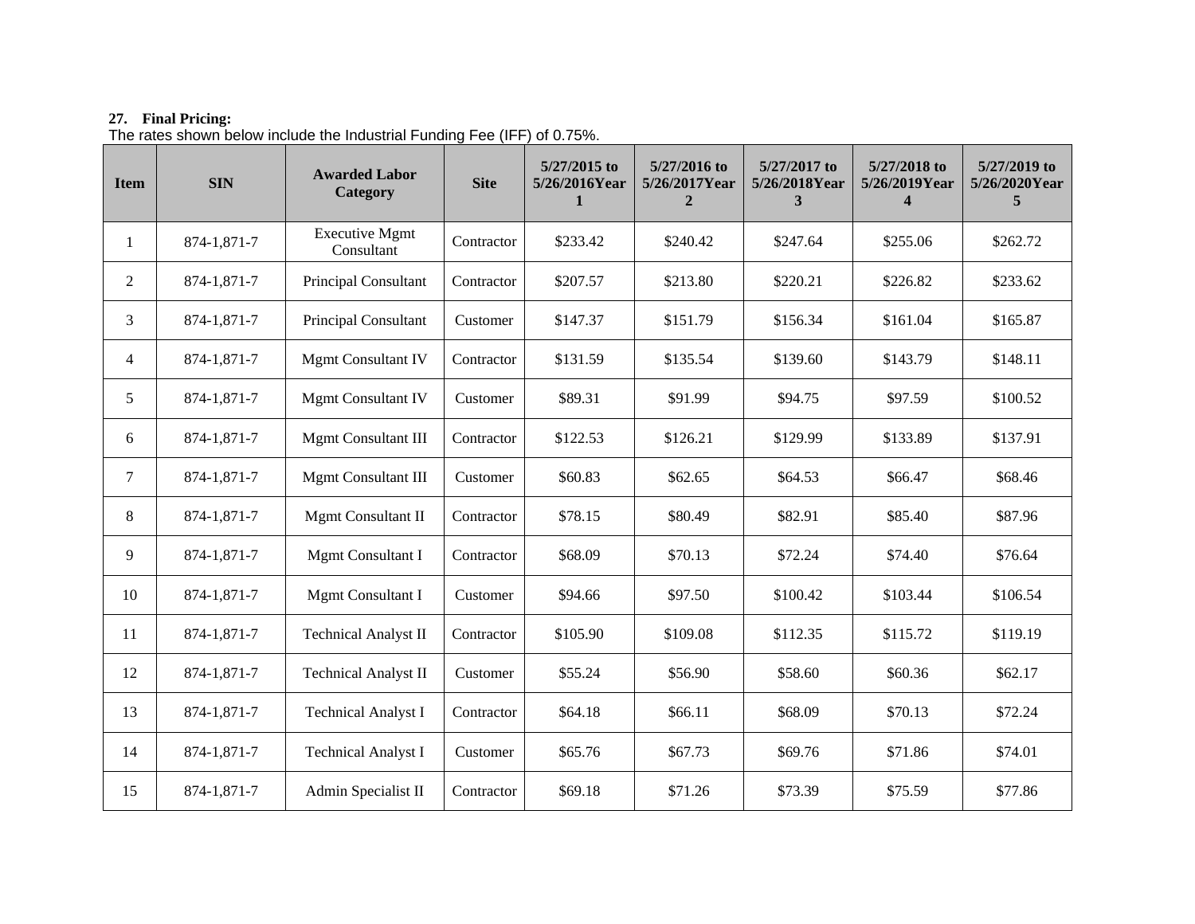**27. Final Pricing:**

The rates shown below include the Industrial Funding Fee (IFF) of 0.75%.

| Item | SIN | Awarded Labor Category | Site | 5/27/2015 to 5/26/2016Year 1 | 5/27/2016 to 5/26/2017Year 2 | 5/27/2017 to 5/26/2018Year 3 | 5/27/2018 to 5/26/2019Year 4 | 5/27/2019 to 5/26/2020Year 5 |
|---|---|---|---|---|---|---|---|---|
| 1 | 874-1,871-7 | Executive Mgmt Consultant | Contractor | $233.42 | $240.42 | $247.64 | $255.06 | $262.72 |
| 2 | 874-1,871-7 | Principal Consultant | Contractor | $207.57 | $213.80 | $220.21 | $226.82 | $233.62 |
| 3 | 874-1,871-7 | Principal Consultant | Customer | $147.37 | $151.79 | $156.34 | $161.04 | $165.87 |
| 4 | 874-1,871-7 | Mgmt Consultant IV | Contractor | $131.59 | $135.54 | $139.60 | $143.79 | $148.11 |
| 5 | 874-1,871-7 | Mgmt Consultant IV | Customer | $89.31 | $91.99 | $94.75 | $97.59 | $100.52 |
| 6 | 874-1,871-7 | Mgmt Consultant III | Contractor | $122.53 | $126.21 | $129.99 | $133.89 | $137.91 |
| 7 | 874-1,871-7 | Mgmt Consultant III | Customer | $60.83 | $62.65 | $64.53 | $66.47 | $68.46 |
| 8 | 874-1,871-7 | Mgmt Consultant II | Contractor | $78.15 | $80.49 | $82.91 | $85.40 | $87.96 |
| 9 | 874-1,871-7 | Mgmt Consultant I | Contractor | $68.09 | $70.13 | $72.24 | $74.40 | $76.64 |
| 10 | 874-1,871-7 | Mgmt Consultant I | Customer | $94.66 | $97.50 | $100.42 | $103.44 | $106.54 |
| 11 | 874-1,871-7 | Technical Analyst II | Contractor | $105.90 | $109.08 | $112.35 | $115.72 | $119.19 |
| 12 | 874-1,871-7 | Technical Analyst II | Customer | $55.24 | $56.90 | $58.60 | $60.36 | $62.17 |
| 13 | 874-1,871-7 | Technical Analyst I | Contractor | $64.18 | $66.11 | $68.09 | $70.13 | $72.24 |
| 14 | 874-1,871-7 | Technical Analyst I | Customer | $65.76 | $67.73 | $69.76 | $71.86 | $74.01 |
| 15 | 874-1,871-7 | Admin Specialist II | Contractor | $69.18 | $71.26 | $73.39 | $75.59 | $77.86 |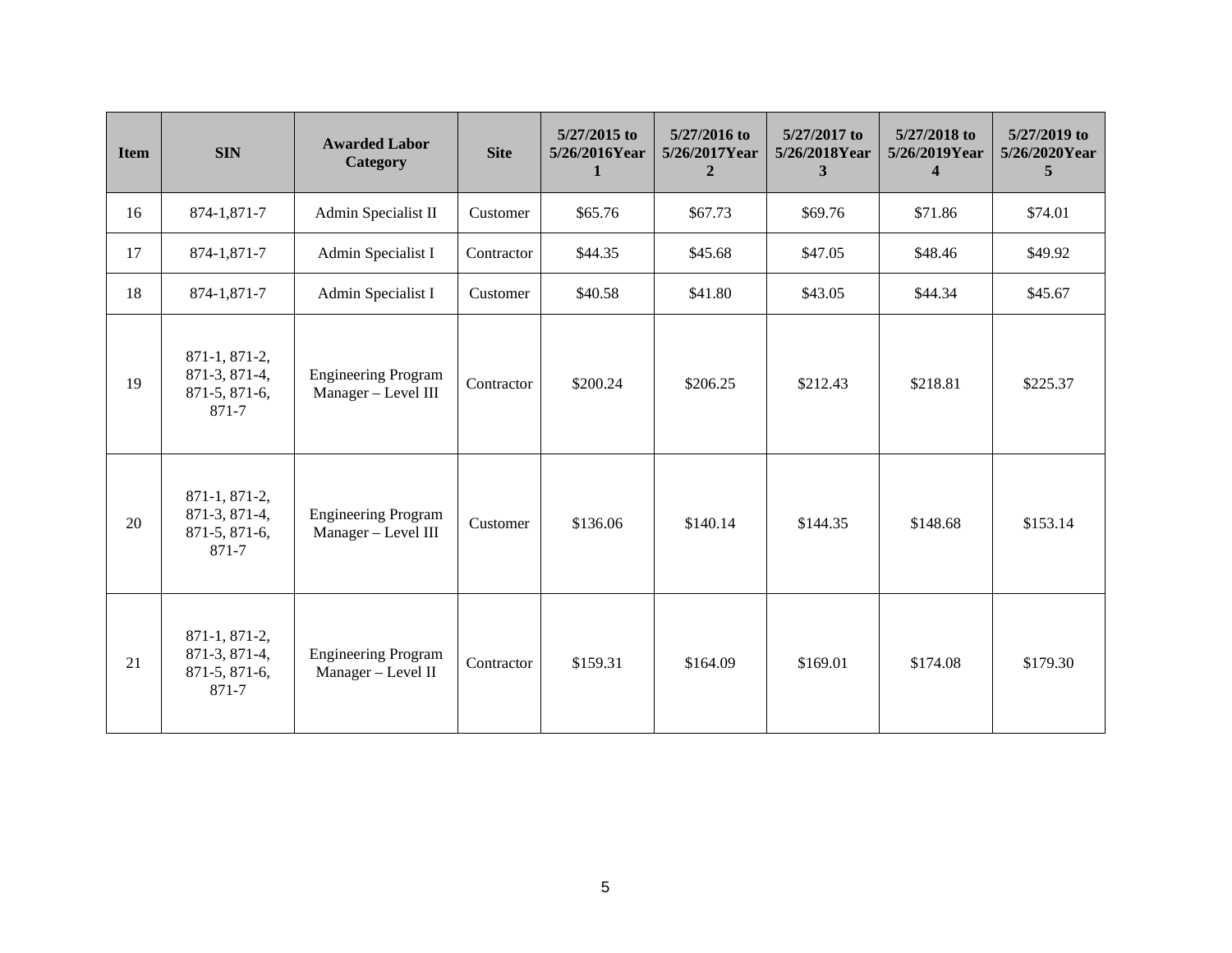| Item | SIN | Awarded Labor Category | Site | 5/27/2015 to 5/26/2016Year 1 | 5/27/2016 to 5/26/2017Year 2 | 5/27/2017 to 5/26/2018Year 3 | 5/27/2018 to 5/26/2019Year 4 | 5/27/2019 to 5/26/2020Year 5 |
|---|---|---|---|---|---|---|---|---|
| 16 | 874-1,871-7 | Admin Specialist II | Customer | $65.76 | $67.73 | $69.76 | $71.86 | $74.01 |
| 17 | 874-1,871-7 | Admin Specialist I | Contractor | $44.35 | $45.68 | $47.05 | $48.46 | $49.92 |
| 18 | 874-1,871-7 | Admin Specialist I | Customer | $40.58 | $41.80 | $43.05 | $44.34 | $45.67 |
| 19 | 871-1, 871-2, 871-3, 871-4, 871-5, 871-6, 871-7 | Engineering Program Manager – Level III | Contractor | $200.24 | $206.25 | $212.43 | $218.81 | $225.37 |
| 20 | 871-1, 871-2, 871-3, 871-4, 871-5, 871-6, 871-7 | Engineering Program Manager – Level III | Customer | $136.06 | $140.14 | $144.35 | $148.68 | $153.14 |
| 21 | 871-1, 871-2, 871-3, 871-4, 871-5, 871-6, 871-7 | Engineering Program Manager – Level II | Contractor | $159.31 | $164.09 | $169.01 | $174.08 | $179.30 |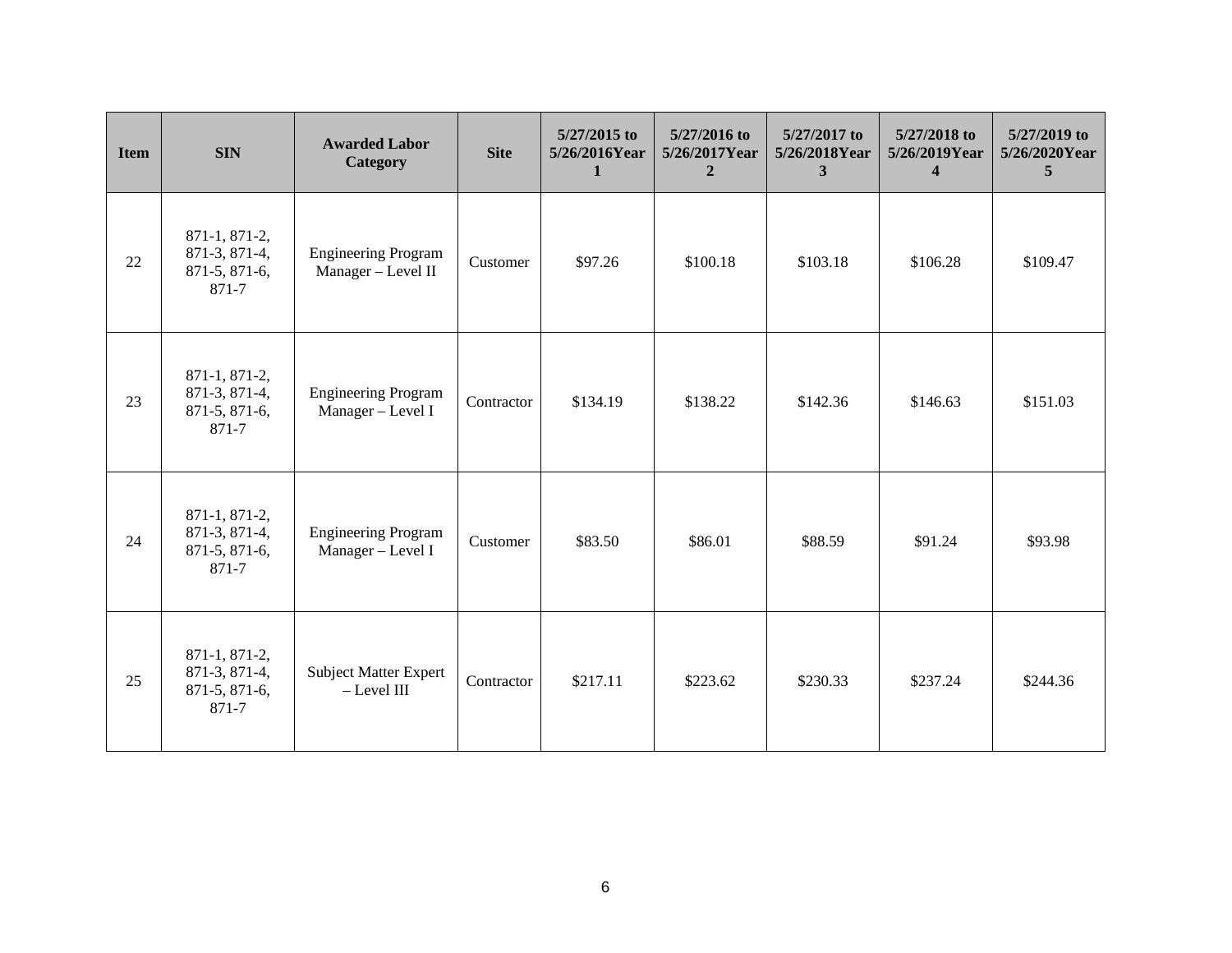| Item | SIN | Awarded Labor Category | Site | 5/27/2015 to 5/26/2016Year 1 | 5/27/2016 to 5/26/2017Year 2 | 5/27/2017 to 5/26/2018Year 3 | 5/27/2018 to 5/26/2019Year 4 | 5/27/2019 to 5/26/2020Year 5 |
|---|---|---|---|---|---|---|---|---|
| 22 | 871-1, 871-2, 871-3, 871-4, 871-5, 871-6, 871-7 | Engineering Program Manager – Level II | Customer | $97.26 | $100.18 | $103.18 | $106.28 | $109.47 |
| 23 | 871-1, 871-2, 871-3, 871-4, 871-5, 871-6, 871-7 | Engineering Program Manager – Level I | Contractor | $134.19 | $138.22 | $142.36 | $146.63 | $151.03 |
| 24 | 871-1, 871-2, 871-3, 871-4, 871-5, 871-6, 871-7 | Engineering Program Manager – Level I | Customer | $83.50 | $86.01 | $88.59 | $91.24 | $93.98 |
| 25 | 871-1, 871-2, 871-3, 871-4, 871-5, 871-6, 871-7 | Subject Matter Expert – Level III | Contractor | $217.11 | $223.62 | $230.33 | $237.24 | $244.36 |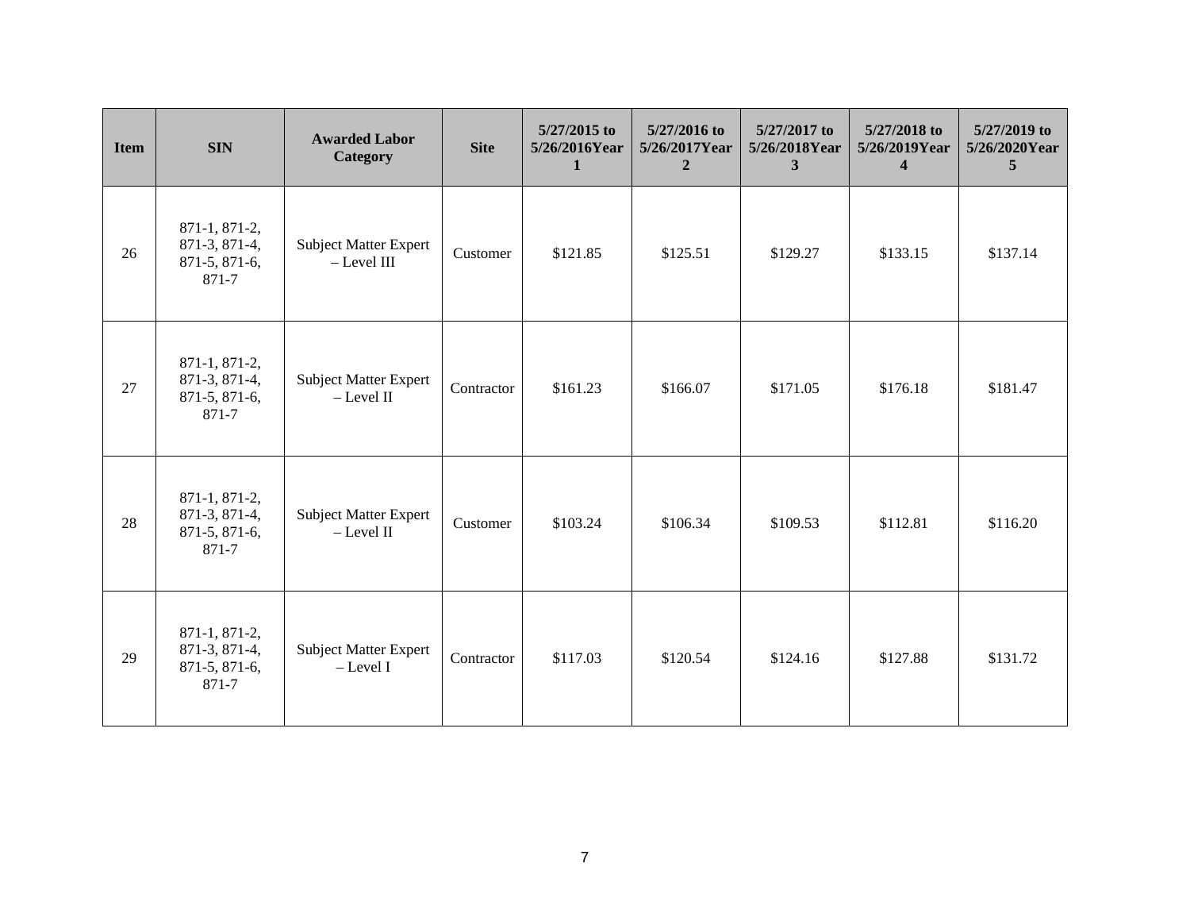| Item | SIN | Awarded Labor Category | Site | 5/27/2015 to 5/26/2016Year 1 | 5/27/2016 to 5/26/2017Year 2 | 5/27/2017 to 5/26/2018Year 3 | 5/27/2018 to 5/26/2019Year 4 | 5/27/2019 to 5/26/2020Year 5 |
|---|---|---|---|---|---|---|---|---|
| 26 | 871-1, 871-2, 871-3, 871-4, 871-5, 871-6, 871-7 | Subject Matter Expert – Level III | Customer | $121.85 | $125.51 | $129.27 | $133.15 | $137.14 |
| 27 | 871-1, 871-2, 871-3, 871-4, 871-5, 871-6, 871-7 | Subject Matter Expert – Level II | Contractor | $161.23 | $166.07 | $171.05 | $176.18 | $181.47 |
| 28 | 871-1, 871-2, 871-3, 871-4, 871-5, 871-6, 871-7 | Subject Matter Expert – Level II | Customer | $103.24 | $106.34 | $109.53 | $112.81 | $116.20 |
| 29 | 871-1, 871-2, 871-3, 871-4, 871-5, 871-6, 871-7 | Subject Matter Expert – Level I | Contractor | $117.03 | $120.54 | $124.16 | $127.88 | $131.72 |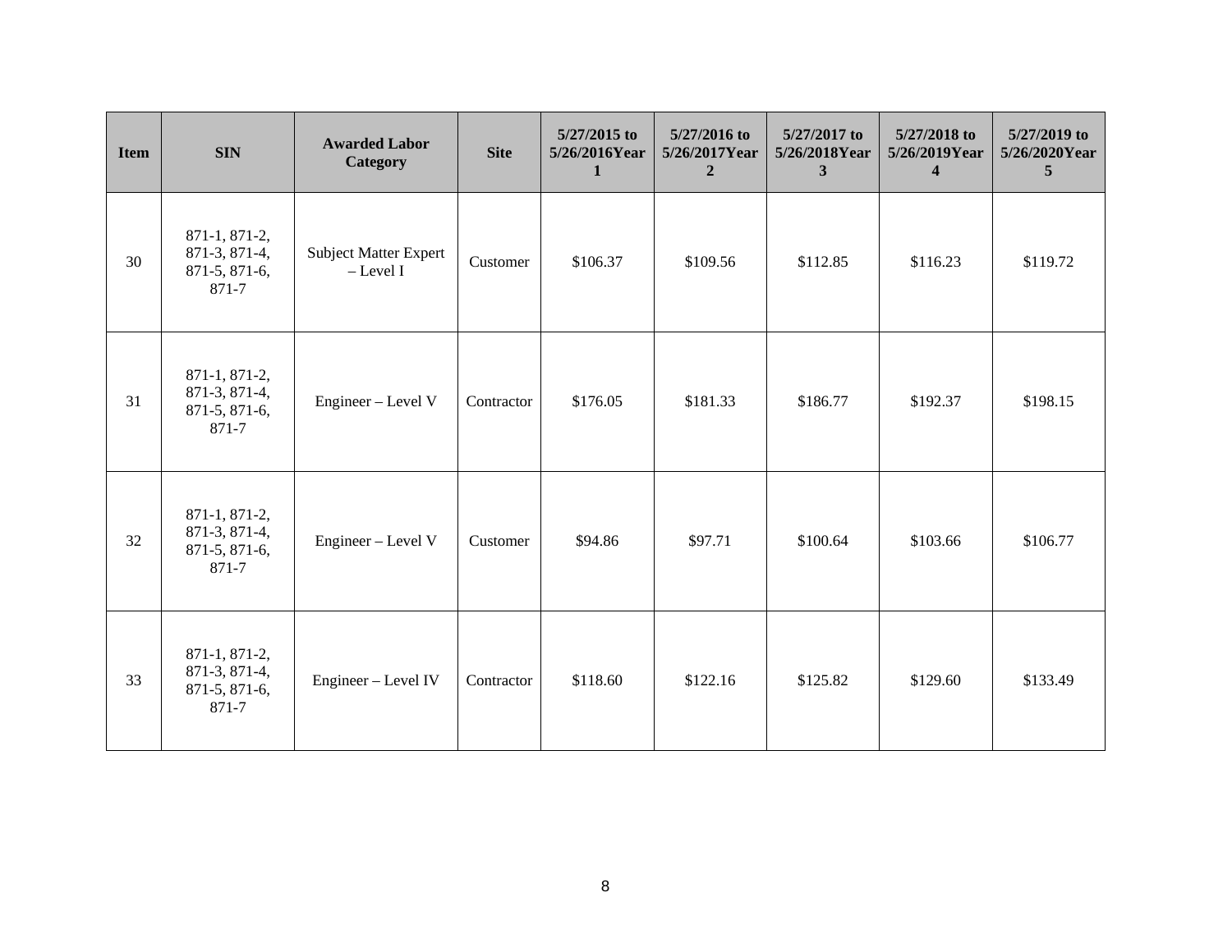| Item | SIN | Awarded Labor Category | Site | 5/27/2015 to 5/26/2016Year 1 | 5/27/2016 to 5/26/2017Year 2 | 5/27/2017 to 5/26/2018Year 3 | 5/27/2018 to 5/26/2019Year 4 | 5/27/2019 to 5/26/2020Year 5 |
|---|---|---|---|---|---|---|---|---|
| 30 | 871-1, 871-2, 871-3, 871-4, 871-5, 871-6, 871-7 | Subject Matter Expert – Level I | Customer | $106.37 | $109.56 | $112.85 | $116.23 | $119.72 |
| 31 | 871-1, 871-2, 871-3, 871-4, 871-5, 871-6, 871-7 | Engineer – Level V | Contractor | $176.05 | $181.33 | $186.77 | $192.37 | $198.15 |
| 32 | 871-1, 871-2, 871-3, 871-4, 871-5, 871-6, 871-7 | Engineer – Level V | Customer | $94.86 | $97.71 | $100.64 | $103.66 | $106.77 |
| 33 | 871-1, 871-2, 871-3, 871-4, 871-5, 871-6, 871-7 | Engineer – Level IV | Contractor | $118.60 | $122.16 | $125.82 | $129.60 | $133.49 |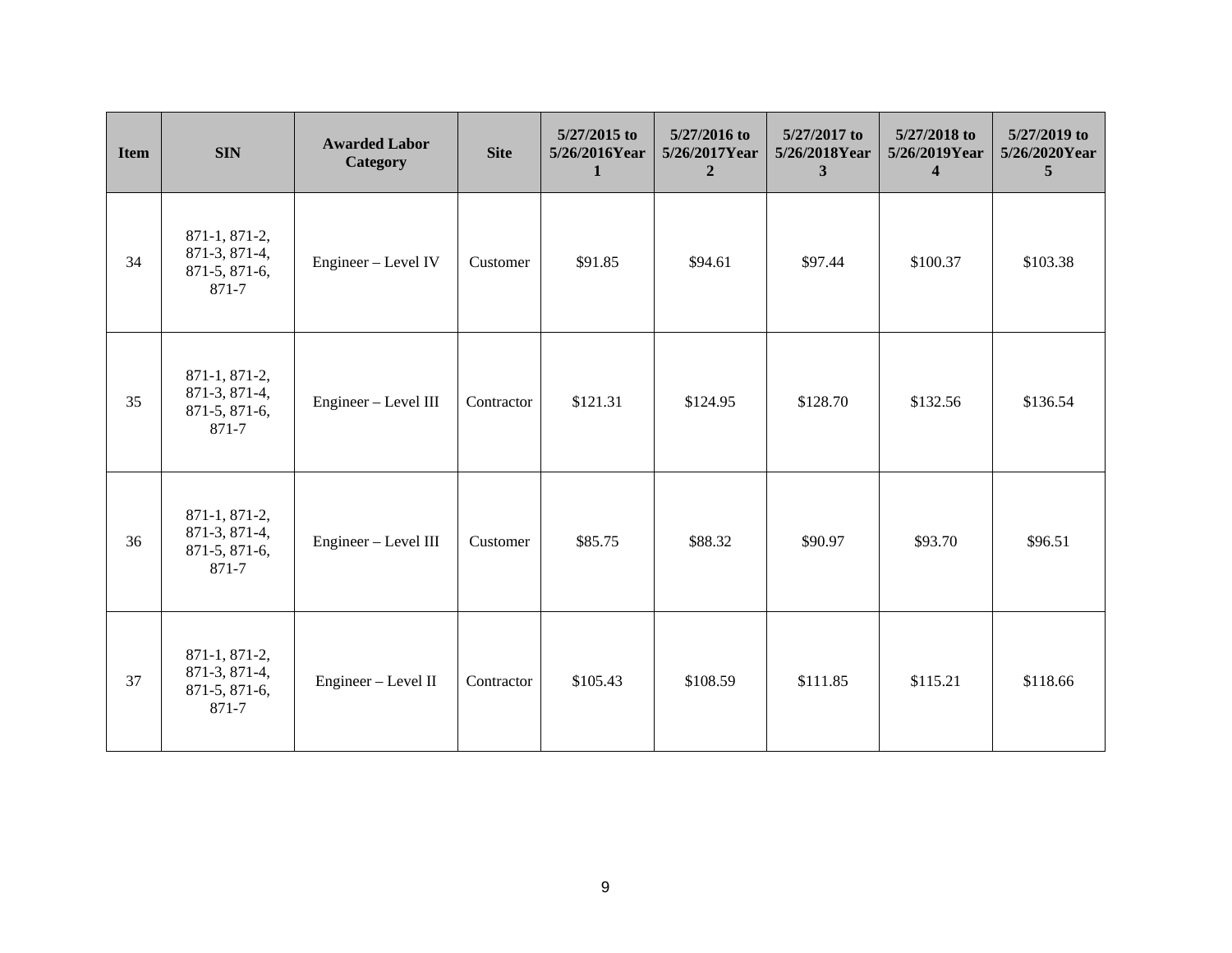| Item | SIN | Awarded Labor Category | Site | 5/27/2015 to 5/26/2016Year 1 | 5/27/2016 to 5/26/2017Year 2 | 5/27/2017 to 5/26/2018Year 3 | 5/27/2018 to 5/26/2019Year 4 | 5/27/2019 to 5/26/2020Year 5 |
|---|---|---|---|---|---|---|---|---|
| 34 | 871-1, 871-2, 871-3, 871-4, 871-5, 871-6, 871-7 | Engineer – Level IV | Customer | $91.85 | $94.61 | $97.44 | $100.37 | $103.38 |
| 35 | 871-1, 871-2, 871-3, 871-4, 871-5, 871-6, 871-7 | Engineer – Level III | Contractor | $121.31 | $124.95 | $128.70 | $132.56 | $136.54 |
| 36 | 871-1, 871-2, 871-3, 871-4, 871-5, 871-6, 871-7 | Engineer – Level III | Customer | $85.75 | $88.32 | $90.97 | $93.70 | $96.51 |
| 37 | 871-1, 871-2, 871-3, 871-4, 871-5, 871-6, 871-7 | Engineer – Level II | Contractor | $105.43 | $108.59 | $111.85 | $115.21 | $118.66 |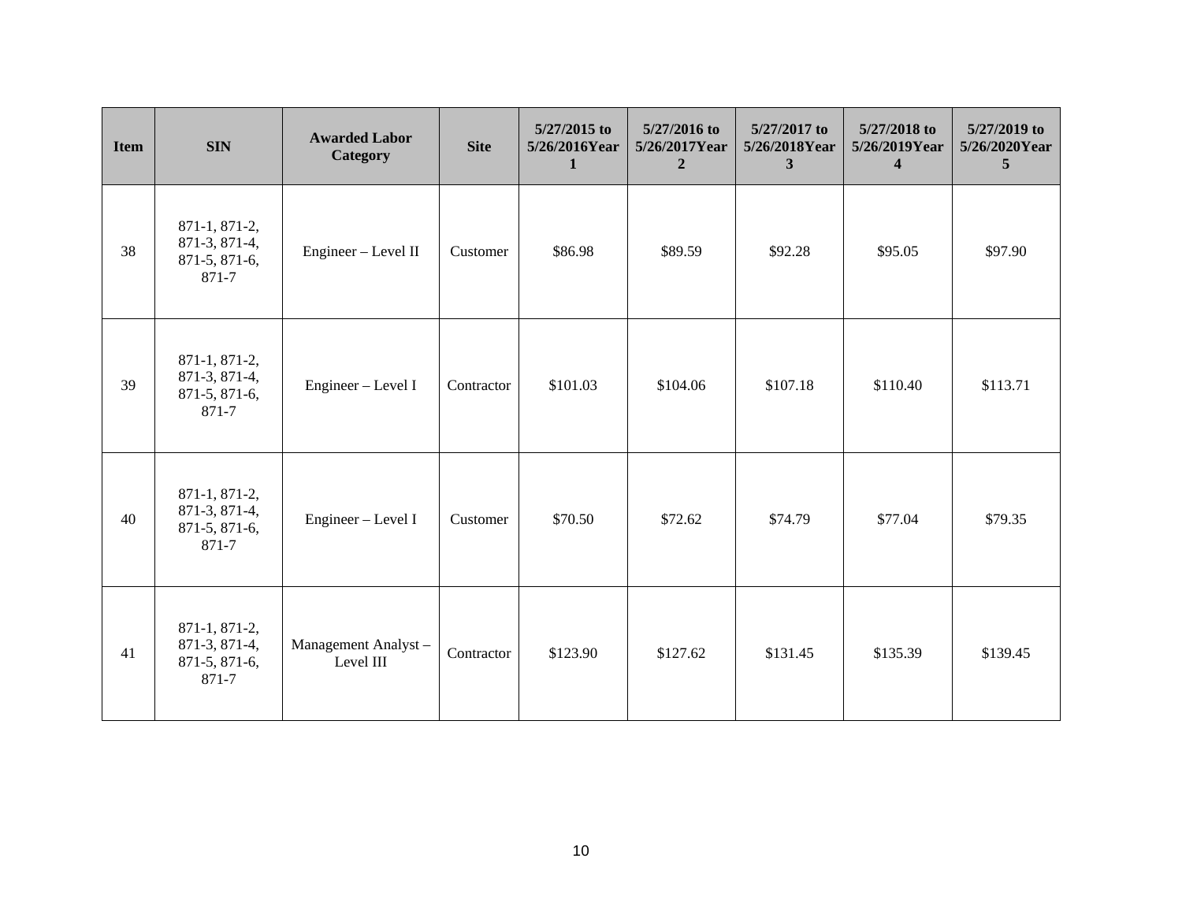| Item | SIN | Awarded Labor Category | Site | 5/27/2015 to 5/26/2016Year 1 | 5/27/2016 to 5/26/2017Year 2 | 5/27/2017 to 5/26/2018Year 3 | 5/27/2018 to 5/26/2019Year 4 | 5/27/2019 to 5/26/2020Year 5 |
|---|---|---|---|---|---|---|---|---|
| 38 | 871-1, 871-2, 871-3, 871-4, 871-5, 871-6, 871-7 | Engineer – Level II | Customer | $86.98 | $89.59 | $92.28 | $95.05 | $97.90 |
| 39 | 871-1, 871-2, 871-3, 871-4, 871-5, 871-6, 871-7 | Engineer – Level I | Contractor | $101.03 | $104.06 | $107.18 | $110.40 | $113.71 |
| 40 | 871-1, 871-2, 871-3, 871-4, 871-5, 871-6, 871-7 | Engineer – Level I | Customer | $70.50 | $72.62 | $74.79 | $77.04 | $79.35 |
| 41 | 871-1, 871-2, 871-3, 871-4, 871-5, 871-6, 871-7 | Management Analyst – Level III | Contractor | $123.90 | $127.62 | $131.45 | $135.39 | $139.45 |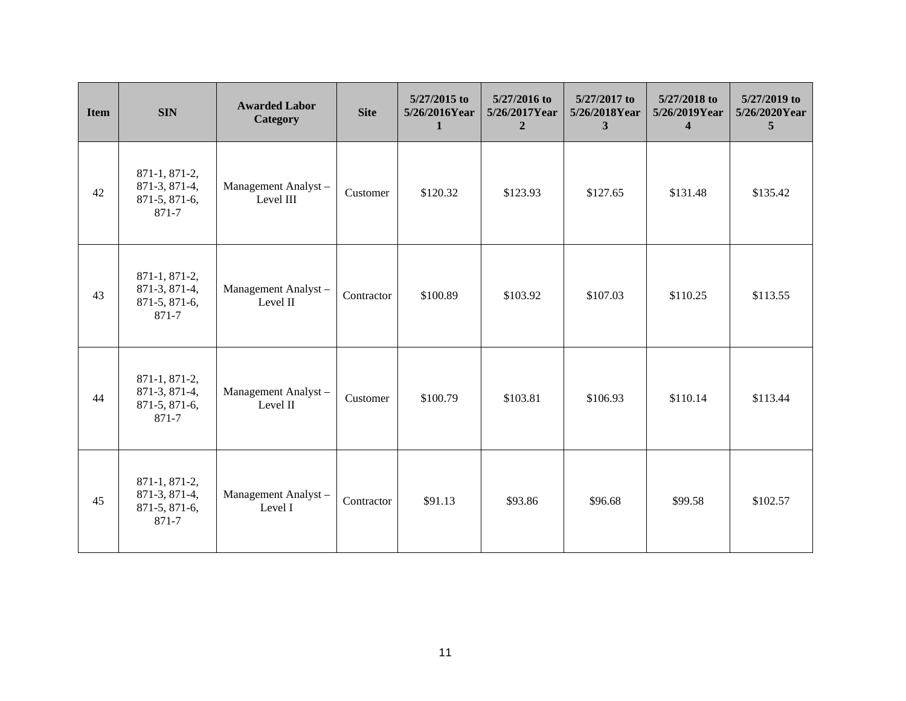| Item | SIN | Awarded Labor Category | Site | 5/27/2015 to 5/26/2016Year 1 | 5/27/2016 to 5/26/2017Year 2 | 5/27/2017 to 5/26/2018Year 3 | 5/27/2018 to 5/26/2019Year 4 | 5/27/2019 to 5/26/2020Year 5 |
|---|---|---|---|---|---|---|---|---|
| 42 | 871-1, 871-2, 871-3, 871-4, 871-5, 871-6, 871-7 | Management Analyst – Level III | Customer | $120.32 | $123.93 | $127.65 | $131.48 | $135.42 |
| 43 | 871-1, 871-2, 871-3, 871-4, 871-5, 871-6, 871-7 | Management Analyst – Level II | Contractor | $100.89 | $103.92 | $107.03 | $110.25 | $113.55 |
| 44 | 871-1, 871-2, 871-3, 871-4, 871-5, 871-6, 871-7 | Management Analyst – Level II | Customer | $100.79 | $103.81 | $106.93 | $110.14 | $113.44 |
| 45 | 871-1, 871-2, 871-3, 871-4, 871-5, 871-6, 871-7 | Management Analyst – Level I | Contractor | $91.13 | $93.86 | $96.68 | $99.58 | $102.57 |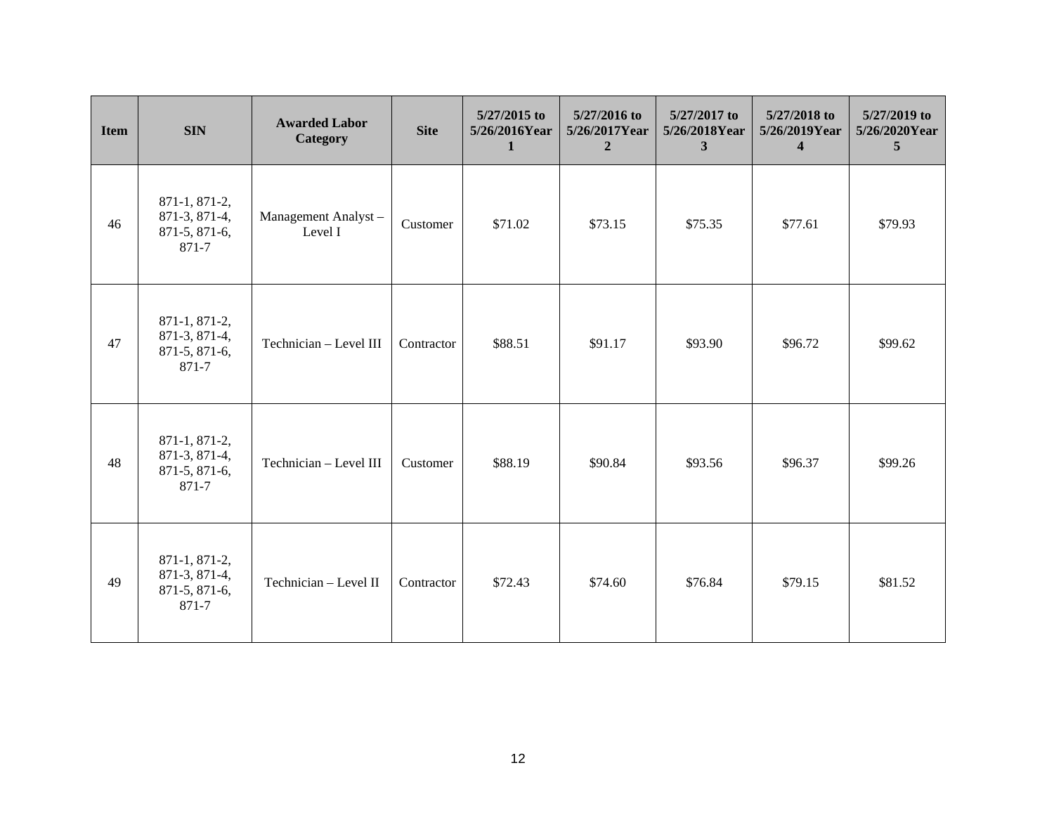| Item | SIN | Awarded Labor Category | Site | 5/27/2015 to 5/26/2016Year 1 | 5/27/2016 to 5/26/2017Year 2 | 5/27/2017 to 5/26/2018Year 3 | 5/27/2018 to 5/26/2019Year 4 | 5/27/2019 to 5/26/2020Year 5 |
|---|---|---|---|---|---|---|---|---|
| 46 | 871-1, 871-2, 871-3, 871-4, 871-5, 871-6, 871-7 | Management Analyst – Level I | Customer | $71.02 | $73.15 | $75.35 | $77.61 | $79.93 |
| 47 | 871-1, 871-2, 871-3, 871-4, 871-5, 871-6, 871-7 | Technician – Level III | Contractor | $88.51 | $91.17 | $93.90 | $96.72 | $99.62 |
| 48 | 871-1, 871-2, 871-3, 871-4, 871-5, 871-6, 871-7 | Technician – Level III | Customer | $88.19 | $90.84 | $93.56 | $96.37 | $99.26 |
| 49 | 871-1, 871-2, 871-3, 871-4, 871-5, 871-6, 871-7 | Technician – Level II | Contractor | $72.43 | $74.60 | $76.84 | $79.15 | $81.52 |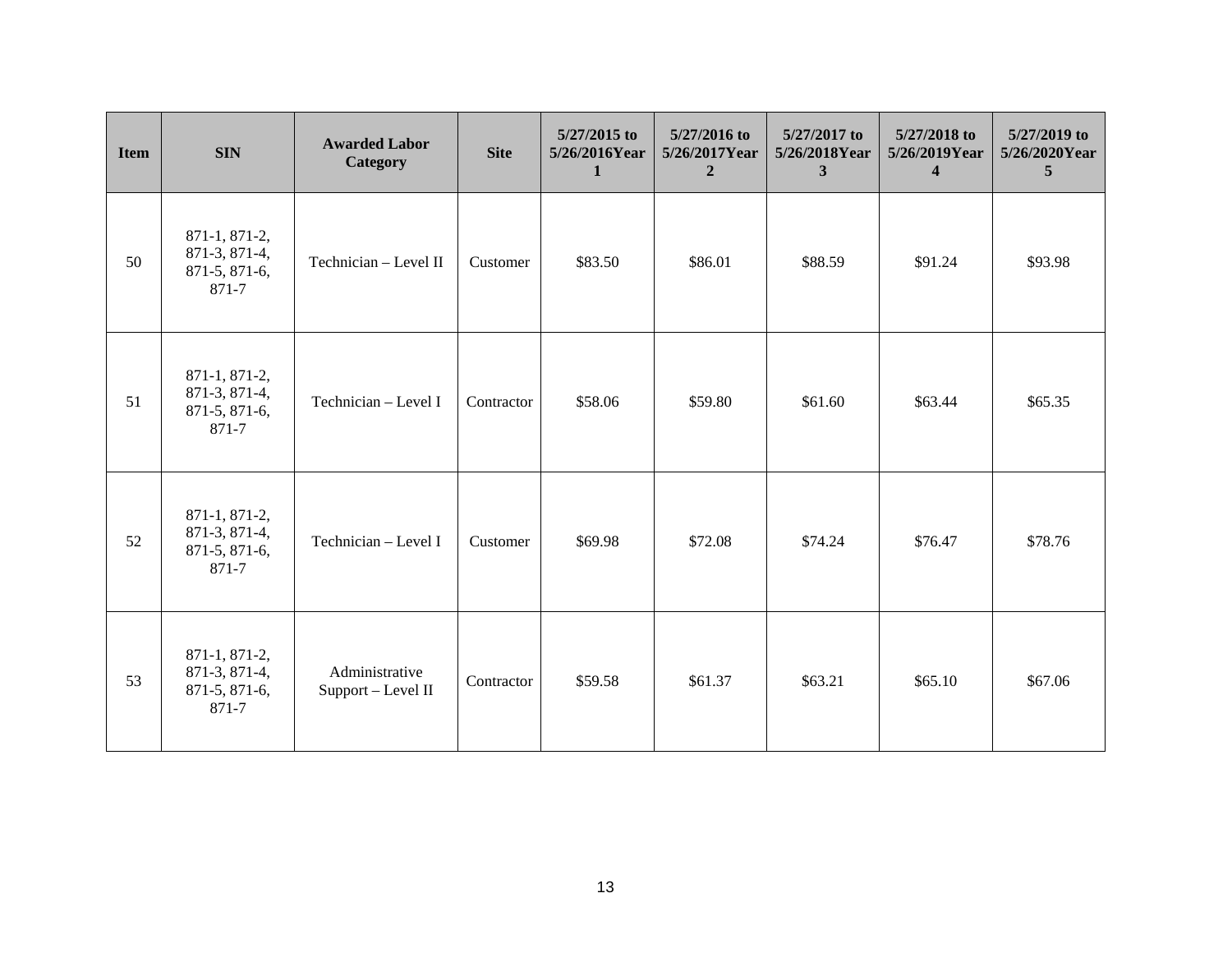| Item | SIN | Awarded Labor Category | Site | 5/27/2015 to 5/26/2016Year 1 | 5/27/2016 to 5/26/2017Year 2 | 5/27/2017 to 5/26/2018Year 3 | 5/27/2018 to 5/26/2019Year 4 | 5/27/2019 to 5/26/2020Year 5 |
|---|---|---|---|---|---|---|---|---|
| 50 | 871-1, 871-2, 871-3, 871-4, 871-5, 871-6, 871-7 | Technician – Level II | Customer | $83.50 | $86.01 | $88.59 | $91.24 | $93.98 |
| 51 | 871-1, 871-2, 871-3, 871-4, 871-5, 871-6, 871-7 | Technician – Level I | Contractor | $58.06 | $59.80 | $61.60 | $63.44 | $65.35 |
| 52 | 871-1, 871-2, 871-3, 871-4, 871-5, 871-6, 871-7 | Technician – Level I | Customer | $69.98 | $72.08 | $74.24 | $76.47 | $78.76 |
| 53 | 871-1, 871-2, 871-3, 871-4, 871-5, 871-6, 871-7 | Administrative Support – Level II | Contractor | $59.58 | $61.37 | $63.21 | $65.10 | $67.06 |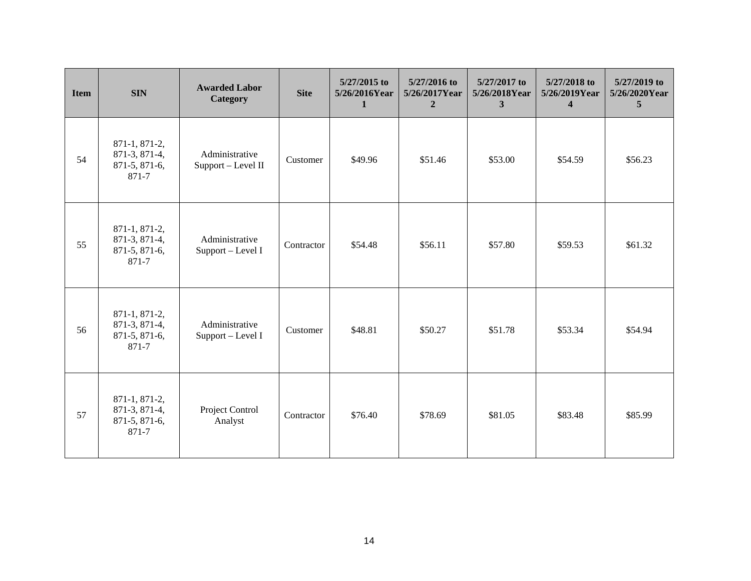| Item | SIN | Awarded Labor Category | Site | 5/27/2015 to 5/26/2016Year 1 | 5/27/2016 to 5/26/2017Year 2 | 5/27/2017 to 5/26/2018Year 3 | 5/27/2018 to 5/26/2019Year 4 | 5/27/2019 to 5/26/2020Year 5 |
|---|---|---|---|---|---|---|---|---|
| 54 | 871-1, 871-2, 871-3, 871-4, 871-5, 871-6, 871-7 | Administrative Support – Level II | Customer | $49.96 | $51.46 | $53.00 | $54.59 | $56.23 |
| 55 | 871-1, 871-2, 871-3, 871-4, 871-5, 871-6, 871-7 | Administrative Support – Level I | Contractor | $54.48 | $56.11 | $57.80 | $59.53 | $61.32 |
| 56 | 871-1, 871-2, 871-3, 871-4, 871-5, 871-6, 871-7 | Administrative Support – Level I | Customer | $48.81 | $50.27 | $51.78 | $53.34 | $54.94 |
| 57 | 871-1, 871-2, 871-3, 871-4, 871-5, 871-6, 871-7 | Project Control Analyst | Contractor | $76.40 | $78.69 | $81.05 | $83.48 | $85.99 |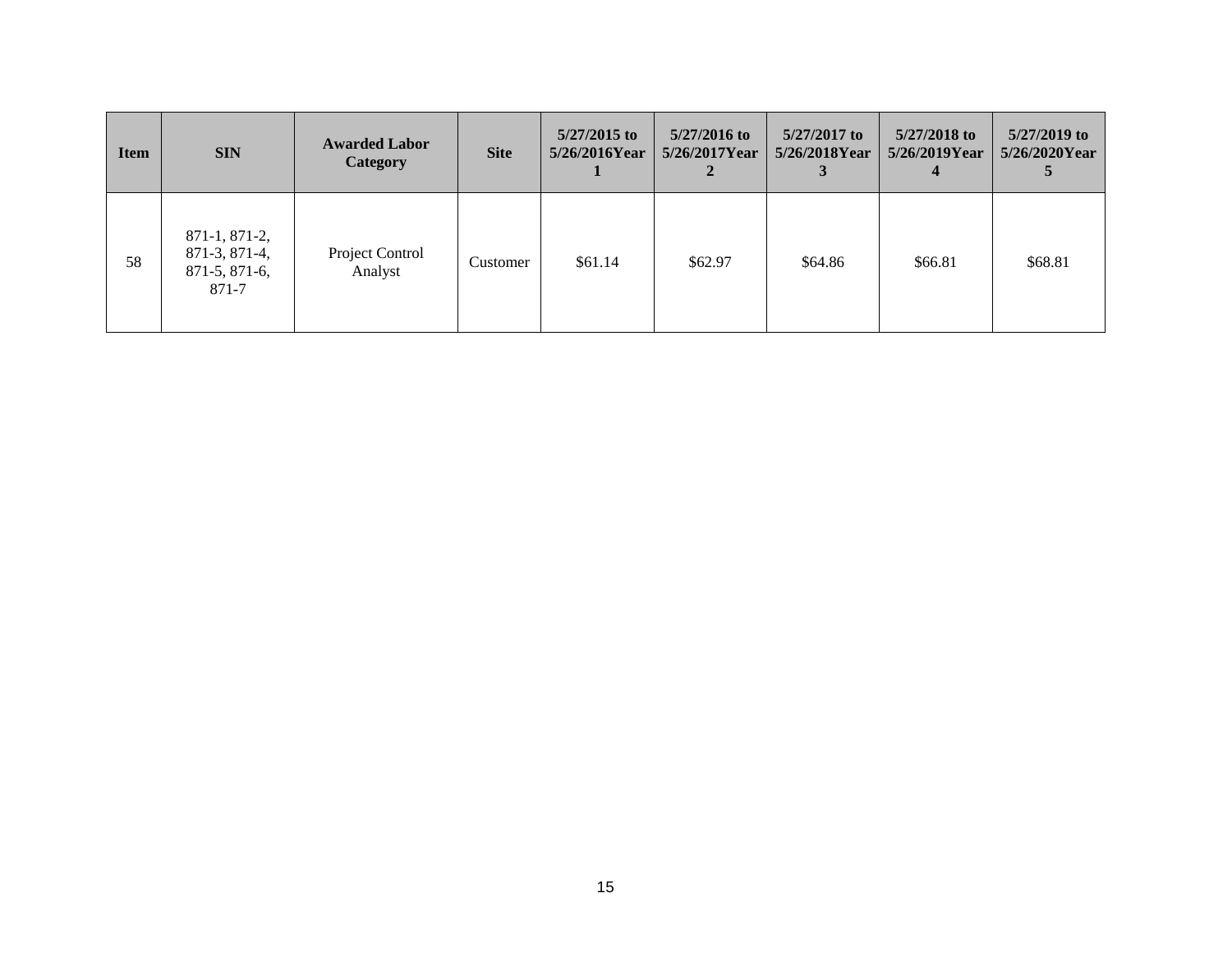| Item | SIN | Awarded Labor Category | Site | 5/27/2015 to 5/26/2016Year 1 | 5/27/2016 to 5/26/2017Year 2 | 5/27/2017 to 5/26/2018Year 3 | 5/27/2018 to 5/26/2019Year 4 | 5/27/2019 to 5/26/2020Year 5 |
|---|---|---|---|---|---|---|---|---|
| 58 | 871-1, 871-2, 871-3, 871-4, 871-5, 871-6, 871-7 | Project Control Analyst | Customer | $61.14 | $62.97 | $64.86 | $66.81 | $68.81 |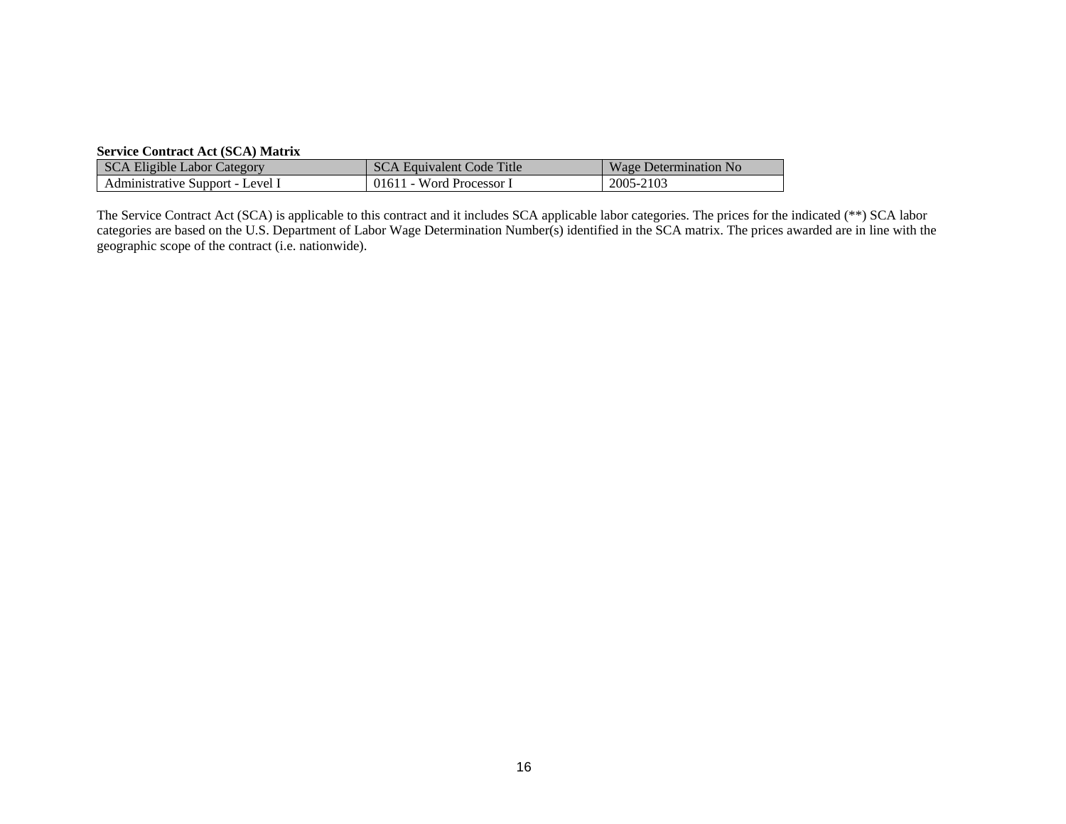**Service Contract Act (SCA) Matrix**

| SCA Eligible Labor Category | SCA Equivalent Code Title | Wage Determination No |
| --- | --- | --- |
| Administrative Support - Level I | 01611 - Word Processor I | 2005-2103 |

The Service Contract Act (SCA) is applicable to this contract and it includes SCA applicable labor categories. The prices for the indicated (**) SCA labor categories are based on the U.S. Department of Labor Wage Determination Number(s) identified in the SCA matrix. The prices awarded are in line with the geographic scope of the contract (i.e. nationwide).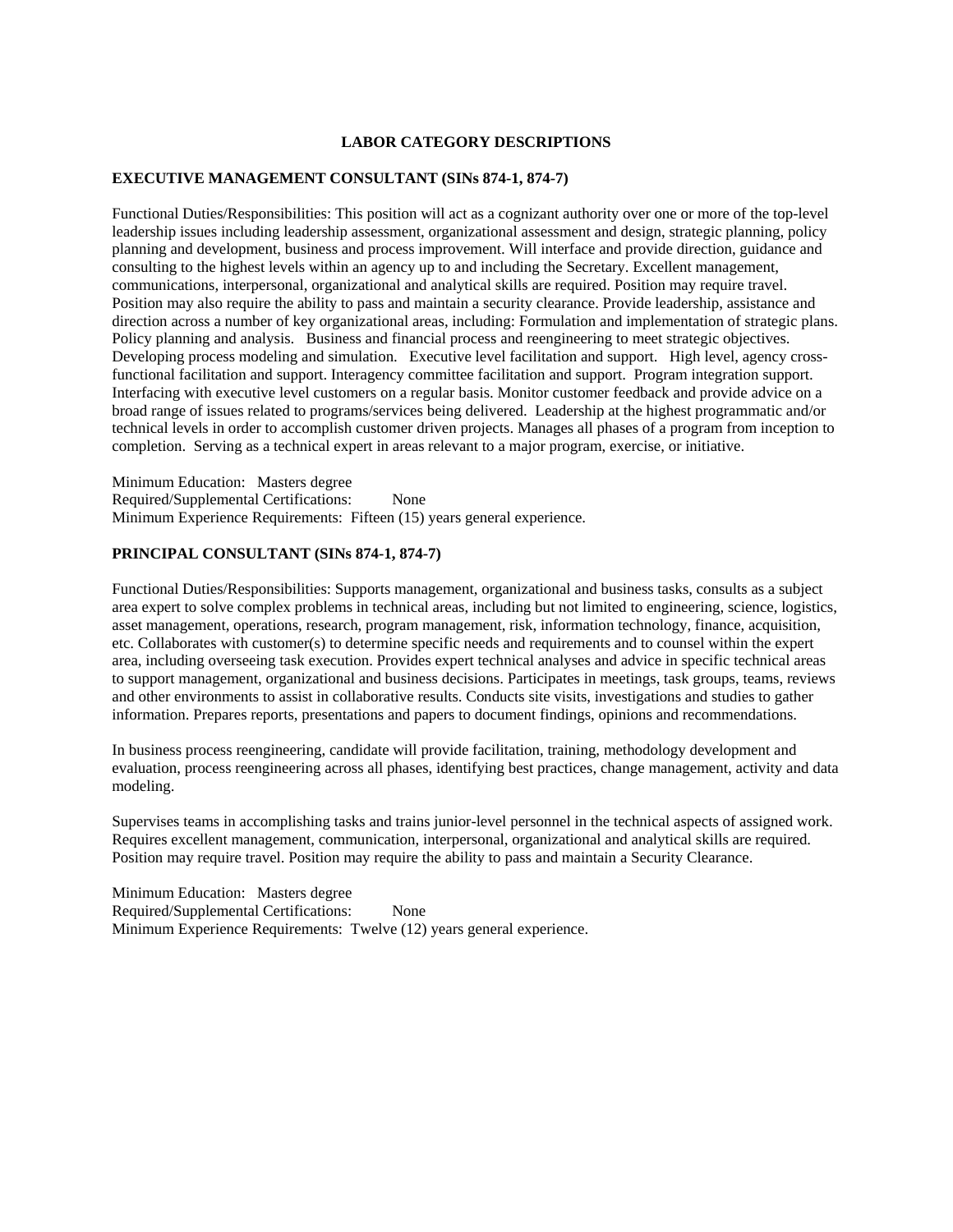## LABOR CATEGORY DESCRIPTIONS

### EXECUTIVE MANAGEMENT CONSULTANT (SINs 874-1, 874-7)

Functional Duties/Responsibilities: This position will act as a cognizant authority over one or more of the top-level leadership issues including leadership assessment, organizational assessment and design, strategic planning, policy planning and development, business and process improvement. Will interface and provide direction, guidance and consulting to the highest levels within an agency up to and including the Secretary. Excellent management, communications, interpersonal, organizational and analytical skills are required. Position may require travel. Position may also require the ability to pass and maintain a security clearance. Provide leadership, assistance and direction across a number of key organizational areas, including: Formulation and implementation of strategic plans. Policy planning and analysis. Business and financial process and reengineering to meet strategic objectives. Developing process modeling and simulation. Executive level facilitation and support. High level, agency cross-functional facilitation and support. Interagency committee facilitation and support. Program integration support. Interfacing with executive level customers on a regular basis. Monitor customer feedback and provide advice on a broad range of issues related to programs/services being delivered. Leadership at the highest programmatic and/or technical levels in order to accomplish customer driven projects. Manages all phases of a program from inception to completion. Serving as a technical expert in areas relevant to a major program, exercise, or initiative.

Minimum Education: Masters degree
Required/Supplemental Certifications: None
Minimum Experience Requirements: Fifteen (15) years general experience.

### PRINCIPAL CONSULTANT (SINs 874-1, 874-7)

Functional Duties/Responsibilities: Supports management, organizational and business tasks, consults as a subject area expert to solve complex problems in technical areas, including but not limited to engineering, science, logistics, asset management, operations, research, program management, risk, information technology, finance, acquisition, etc. Collaborates with customer(s) to determine specific needs and requirements and to counsel within the expert area, including overseeing task execution. Provides expert technical analyses and advice in specific technical areas to support management, organizational and business decisions. Participates in meetings, task groups, teams, reviews and other environments to assist in collaborative results. Conducts site visits, investigations and studies to gather information. Prepares reports, presentations and papers to document findings, opinions and recommendations.

In business process reengineering, candidate will provide facilitation, training, methodology development and evaluation, process reengineering across all phases, identifying best practices, change management, activity and data modeling.

Supervises teams in accomplishing tasks and trains junior-level personnel in the technical aspects of assigned work. Requires excellent management, communication, interpersonal, organizational and analytical skills are required. Position may require travel. Position may require the ability to pass and maintain a Security Clearance.

Minimum Education: Masters degree
Required/Supplemental Certifications: None
Minimum Experience Requirements: Twelve (12) years general experience.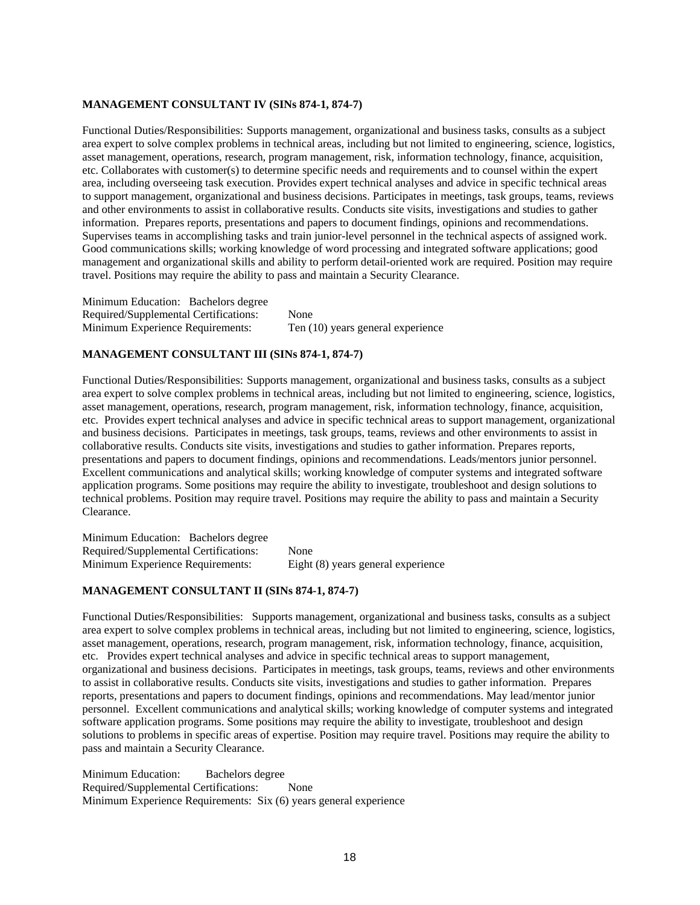**MANAGEMENT CONSULTANT IV (SINs 874-1, 874-7)**

Functional Duties/Responsibilities: Supports management, organizational and business tasks, consults as a subject area expert to solve complex problems in technical areas, including but not limited to engineering, science, logistics, asset management, operations, research, program management, risk, information technology, finance, acquisition, etc. Collaborates with customer(s) to determine specific needs and requirements and to counsel within the expert area, including overseeing task execution. Provides expert technical analyses and advice in specific technical areas to support management, organizational and business decisions. Participates in meetings, task groups, teams, reviews and other environments to assist in collaborative results. Conducts site visits, investigations and studies to gather information. Prepares reports, presentations and papers to document findings, opinions and recommendations. Supervises teams in accomplishing tasks and train junior-level personnel in the technical aspects of assigned work. Good communications skills; working knowledge of word processing and integrated software applications; good management and organizational skills and ability to perform detail-oriented work are required. Position may require travel. Positions may require the ability to pass and maintain a Security Clearance.

Minimum Education: Bachelors degree
Required/Supplemental Certifications: None
Minimum Experience Requirements: Ten (10) years general experience

**MANAGEMENT CONSULTANT III (SINs 874-1, 874-7)**

Functional Duties/Responsibilities: Supports management, organizational and business tasks, consults as a subject area expert to solve complex problems in technical areas, including but not limited to engineering, science, logistics, asset management, operations, research, program management, risk, information technology, finance, acquisition, etc. Provides expert technical analyses and advice in specific technical areas to support management, organizational and business decisions. Participates in meetings, task groups, teams, reviews and other environments to assist in collaborative results. Conducts site visits, investigations and studies to gather information. Prepares reports, presentations and papers to document findings, opinions and recommendations. Leads/mentors junior personnel. Excellent communications and analytical skills; working knowledge of computer systems and integrated software application programs. Some positions may require the ability to investigate, troubleshoot and design solutions to technical problems. Position may require travel. Positions may require the ability to pass and maintain a Security Clearance.

Minimum Education: Bachelors degree
Required/Supplemental Certifications: None
Minimum Experience Requirements: Eight (8) years general experience

**MANAGEMENT CONSULTANT II (SINs 874-1, 874-7)**

Functional Duties/Responsibilities: Supports management, organizational and business tasks, consults as a subject area expert to solve complex problems in technical areas, including but not limited to engineering, science, logistics, asset management, operations, research, program management, risk, information technology, finance, acquisition, etc. Provides expert technical analyses and advice in specific technical areas to support management, organizational and business decisions. Participates in meetings, task groups, teams, reviews and other environments to assist in collaborative results. Conducts site visits, investigations and studies to gather information. Prepares reports, presentations and papers to document findings, opinions and recommendations. May lead/mentor junior personnel. Excellent communications and analytical skills; working knowledge of computer systems and integrated software application programs. Some positions may require the ability to investigate, troubleshoot and design solutions to problems in specific areas of expertise. Position may require travel. Positions may require the ability to pass and maintain a Security Clearance.

Minimum Education: Bachelors degree
Required/Supplemental Certifications: None
Minimum Experience Requirements: Six (6) years general experience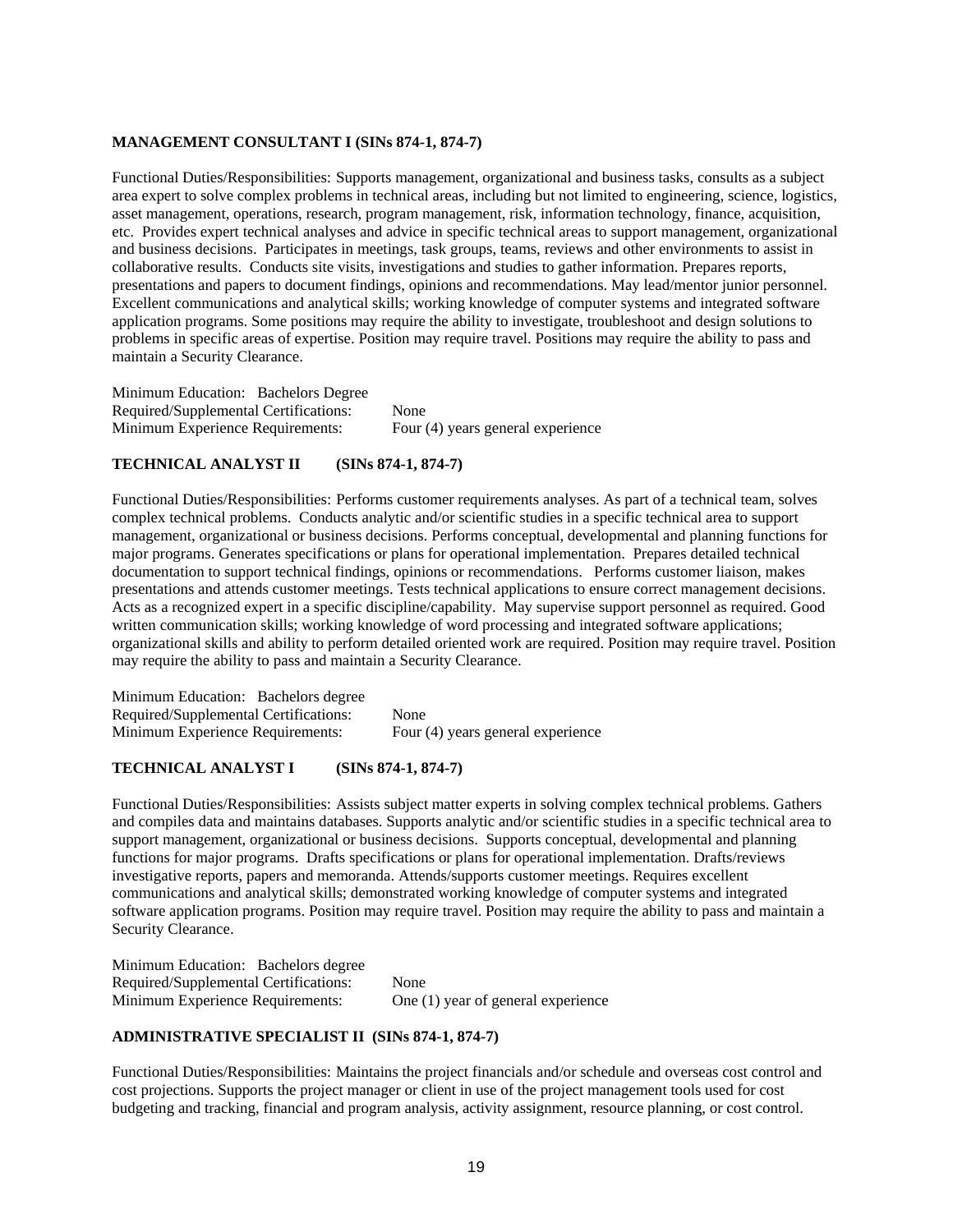**MANAGEMENT CONSULTANT I (SINs 874-1, 874-7)**

Functional Duties/Responsibilities: Supports management, organizational and business tasks, consults as a subject area expert to solve complex problems in technical areas, including but not limited to engineering, science, logistics, asset management, operations, research, program management, risk, information technology, finance, acquisition, etc. Provides expert technical analyses and advice in specific technical areas to support management, organizational and business decisions. Participates in meetings, task groups, teams, reviews and other environments to assist in collaborative results. Conducts site visits, investigations and studies to gather information. Prepares reports, presentations and papers to document findings, opinions and recommendations. May lead/mentor junior personnel. Excellent communications and analytical skills; working knowledge of computer systems and integrated software application programs. Some positions may require the ability to investigate, troubleshoot and design solutions to problems in specific areas of expertise. Position may require travel. Positions may require the ability to pass and maintain a Security Clearance.

Minimum Education: Bachelors Degree
Required/Supplemental Certifications: None
Minimum Experience Requirements: Four (4) years general experience

**TECHNICAL ANALYST II (SINs 874-1, 874-7)**

Functional Duties/Responsibilities: Performs customer requirements analyses. As part of a technical team, solves complex technical problems. Conducts analytic and/or scientific studies in a specific technical area to support management, organizational or business decisions. Performs conceptual, developmental and planning functions for major programs. Generates specifications or plans for operational implementation. Prepares detailed technical documentation to support technical findings, opinions or recommendations. Performs customer liaison, makes presentations and attends customer meetings. Tests technical applications to ensure correct management decisions. Acts as a recognized expert in a specific discipline/capability. May supervise support personnel as required. Good written communication skills; working knowledge of word processing and integrated software applications; organizational skills and ability to perform detailed oriented work are required. Position may require travel. Position may require the ability to pass and maintain a Security Clearance.

Minimum Education: Bachelors degree
Required/Supplemental Certifications: None
Minimum Experience Requirements: Four (4) years general experience

**TECHNICAL ANALYST I (SINs 874-1, 874-7)**

Functional Duties/Responsibilities: Assists subject matter experts in solving complex technical problems. Gathers and compiles data and maintains databases. Supports analytic and/or scientific studies in a specific technical area to support management, organizational or business decisions. Supports conceptual, developmental and planning functions for major programs. Drafts specifications or plans for operational implementation. Drafts/reviews investigative reports, papers and memoranda. Attends/supports customer meetings. Requires excellent communications and analytical skills; demonstrated working knowledge of computer systems and integrated software application programs. Position may require travel. Position may require the ability to pass and maintain a Security Clearance.

Minimum Education: Bachelors degree
Required/Supplemental Certifications: None
Minimum Experience Requirements: One (1) year of general experience

**ADMINISTRATIVE SPECIALIST II (SINs 874-1, 874-7)**

Functional Duties/Responsibilities: Maintains the project financials and/or schedule and overseas cost control and cost projections. Supports the project manager or client in use of the project management tools used for cost budgeting and tracking, financial and program analysis, activity assignment, resource planning, or cost control.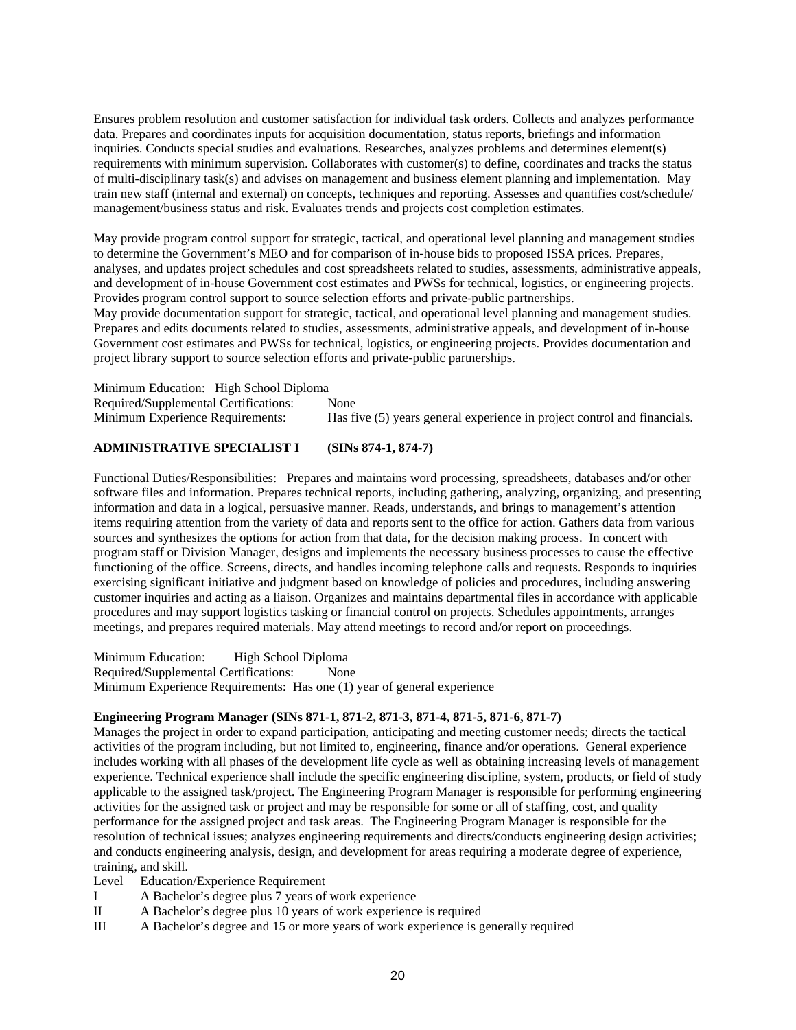Ensures problem resolution and customer satisfaction for individual task orders. Collects and analyzes performance data. Prepares and coordinates inputs for acquisition documentation, status reports, briefings and information inquiries. Conducts special studies and evaluations. Researches, analyzes problems and determines element(s) requirements with minimum supervision. Collaborates with customer(s) to define, coordinates and tracks the status of multi-disciplinary task(s) and advises on management and business element planning and implementation. May train new staff (internal and external) on concepts, techniques and reporting. Assesses and quantifies cost/schedule/ management/business status and risk. Evaluates trends and projects cost completion estimates.

May provide program control support for strategic, tactical, and operational level planning and management studies to determine the Government's MEO and for comparison of in-house bids to proposed ISSA prices. Prepares, analyses, and updates project schedules and cost spreadsheets related to studies, assessments, administrative appeals, and development of in-house Government cost estimates and PWSs for technical, logistics, or engineering projects. Provides program control support to source selection efforts and private-public partnerships.
May provide documentation support for strategic, tactical, and operational level planning and management studies. Prepares and edits documents related to studies, assessments, administrative appeals, and development of in-house Government cost estimates and PWSs for technical, logistics, or engineering projects. Provides documentation and project library support to source selection efforts and private-public partnerships.

Minimum Education: High School Diploma
Required/Supplemental Certifications: None
Minimum Experience Requirements: Has five (5) years general experience in project control and financials.

**ADMINISTRATIVE SPECIALIST I (SINs 874-1, 874-7)**

Functional Duties/Responsibilities: Prepares and maintains word processing, spreadsheets, databases and/or other software files and information. Prepares technical reports, including gathering, analyzing, organizing, and presenting information and data in a logical, persuasive manner. Reads, understands, and brings to management's attention items requiring attention from the variety of data and reports sent to the office for action. Gathers data from various sources and synthesizes the options for action from that data, for the decision making process. In concert with program staff or Division Manager, designs and implements the necessary business processes to cause the effective functioning of the office. Screens, directs, and handles incoming telephone calls and requests. Responds to inquiries exercising significant initiative and judgment based on knowledge of policies and procedures, including answering customer inquiries and acting as a liaison. Organizes and maintains departmental files in accordance with applicable procedures and may support logistics tasking or financial control on projects. Schedules appointments, arranges meetings, and prepares required materials. May attend meetings to record and/or report on proceedings.

Minimum Education: High School Diploma
Required/Supplemental Certifications: None
Minimum Experience Requirements: Has one (1) year of general experience

**Engineering Program Manager (SINs 871-1, 871-2, 871-3, 871-4, 871-5, 871-6, 871-7)**

Manages the project in order to expand participation, anticipating and meeting customer needs; directs the tactical activities of the program including, but not limited to, engineering, finance and/or operations. General experience includes working with all phases of the development life cycle as well as obtaining increasing levels of management experience. Technical experience shall include the specific engineering discipline, system, products, or field of study applicable to the assigned task/project. The Engineering Program Manager is responsible for performing engineering activities for the assigned task or project and may be responsible for some or all of staffing, cost, and quality performance for the assigned project and task areas. The Engineering Program Manager is responsible for the resolution of technical issues; analyzes engineering requirements and directs/conducts engineering design activities; and conducts engineering analysis, design, and development for areas requiring a moderate degree of experience, training, and skill.

| Level | Education/Experience Requirement |
|---|---|
| I | A Bachelor's degree plus 7 years of work experience |
| II | A Bachelor's degree plus 10 years of work experience is required |
| III | A Bachelor's degree and 15 or more years of work experience is generally required |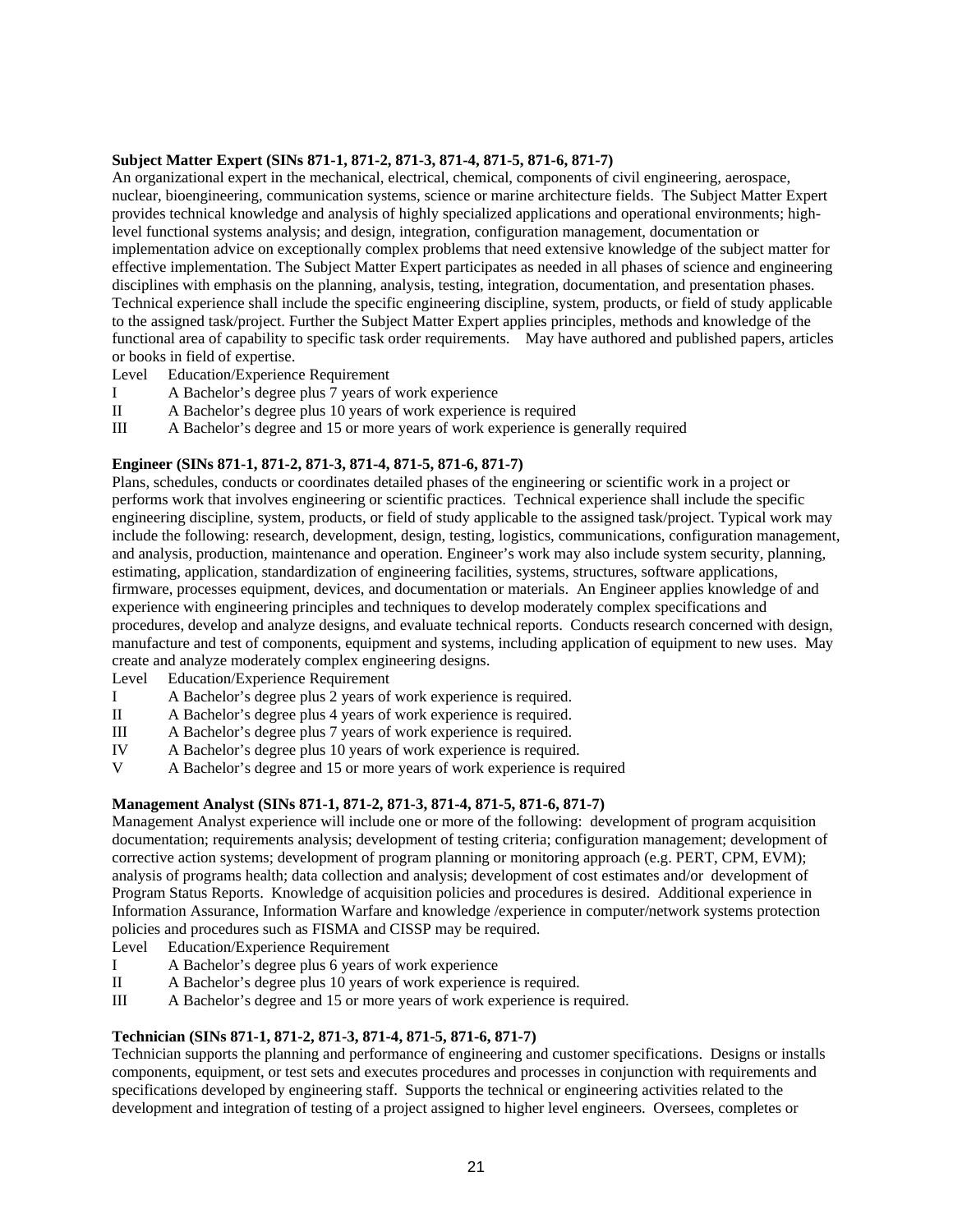**Subject Matter Expert (SINs 871-1, 871-2, 871-3, 871-4, 871-5, 871-6, 871-7)**
An organizational expert in the mechanical, electrical, chemical, components of civil engineering, aerospace, nuclear, bioengineering, communication systems, science or marine architecture fields. The Subject Matter Expert provides technical knowledge and analysis of highly specialized applications and operational environments; high-level functional systems analysis; and design, integration, configuration management, documentation or implementation advice on exceptionally complex problems that need extensive knowledge of the subject matter for effective implementation. The Subject Matter Expert participates as needed in all phases of science and engineering disciplines with emphasis on the planning, analysis, testing, integration, documentation, and presentation phases. Technical experience shall include the specific engineering discipline, system, products, or field of study applicable to the assigned task/project. Further the Subject Matter Expert applies principles, methods and knowledge of the functional area of capability to specific task order requirements. May have authored and published papers, articles or books in field of expertise.

| Level | Education/Experience Requirement |
|---|---|
| I | A Bachelor's degree plus 7 years of work experience |
| II | A Bachelor's degree plus 10 years of work experience is required |
| III | A Bachelor's degree and 15 or more years of work experience is generally required |

**Engineer (SINs 871-1, 871-2, 871-3, 871-4, 871-5, 871-6, 871-7)**
Plans, schedules, conducts or coordinates detailed phases of the engineering or scientific work in a project or performs work that involves engineering or scientific practices. Technical experience shall include the specific engineering discipline, system, products, or field of study applicable to the assigned task/project. Typical work may include the following: research, development, design, testing, logistics, communications, configuration management, and analysis, production, maintenance and operation. Engineer's work may also include system security, planning, estimating, application, standardization of engineering facilities, systems, structures, software applications, firmware, processes equipment, devices, and documentation or materials. An Engineer applies knowledge of and experience with engineering principles and techniques to develop moderately complex specifications and procedures, develop and analyze designs, and evaluate technical reports. Conducts research concerned with design, manufacture and test of components, equipment and systems, including application of equipment to new uses. May create and analyze moderately complex engineering designs.

| Level | Education/Experience Requirement |
|---|---|
| I | A Bachelor's degree plus 2 years of work experience is required. |
| II | A Bachelor's degree plus 4 years of work experience is required. |
| III | A Bachelor's degree plus 7 years of work experience is required. |
| IV | A Bachelor's degree plus 10 years of work experience is required. |
| V | A Bachelor's degree and 15 or more years of work experience is required |

**Management Analyst (SINs 871-1, 871-2, 871-3, 871-4, 871-5, 871-6, 871-7)**
Management Analyst experience will include one or more of the following: development of program acquisition documentation; requirements analysis; development of testing criteria; configuration management; development of corrective action systems; development of program planning or monitoring approach (e.g. PERT, CPM, EVM); analysis of programs health; data collection and analysis; development of cost estimates and/or development of Program Status Reports. Knowledge of acquisition policies and procedures is desired. Additional experience in Information Assurance, Information Warfare and knowledge /experience in computer/network systems protection policies and procedures such as FISMA and CISSP may be required.

| Level | Education/Experience Requirement |
|---|---|
| I | A Bachelor's degree plus 6 years of work experience |
| II | A Bachelor's degree plus 10 years of work experience is required. |
| III | A Bachelor's degree and 15 or more years of work experience is required. |

**Technician (SINs 871-1, 871-2, 871-3, 871-4, 871-5, 871-6, 871-7)**
Technician supports the planning and performance of engineering and customer specifications. Designs or installs components, equipment, or test sets and executes procedures and processes in conjunction with requirements and specifications developed by engineering staff. Supports the technical or engineering activities related to the development and integration of testing of a project assigned to higher level engineers. Oversees, completes or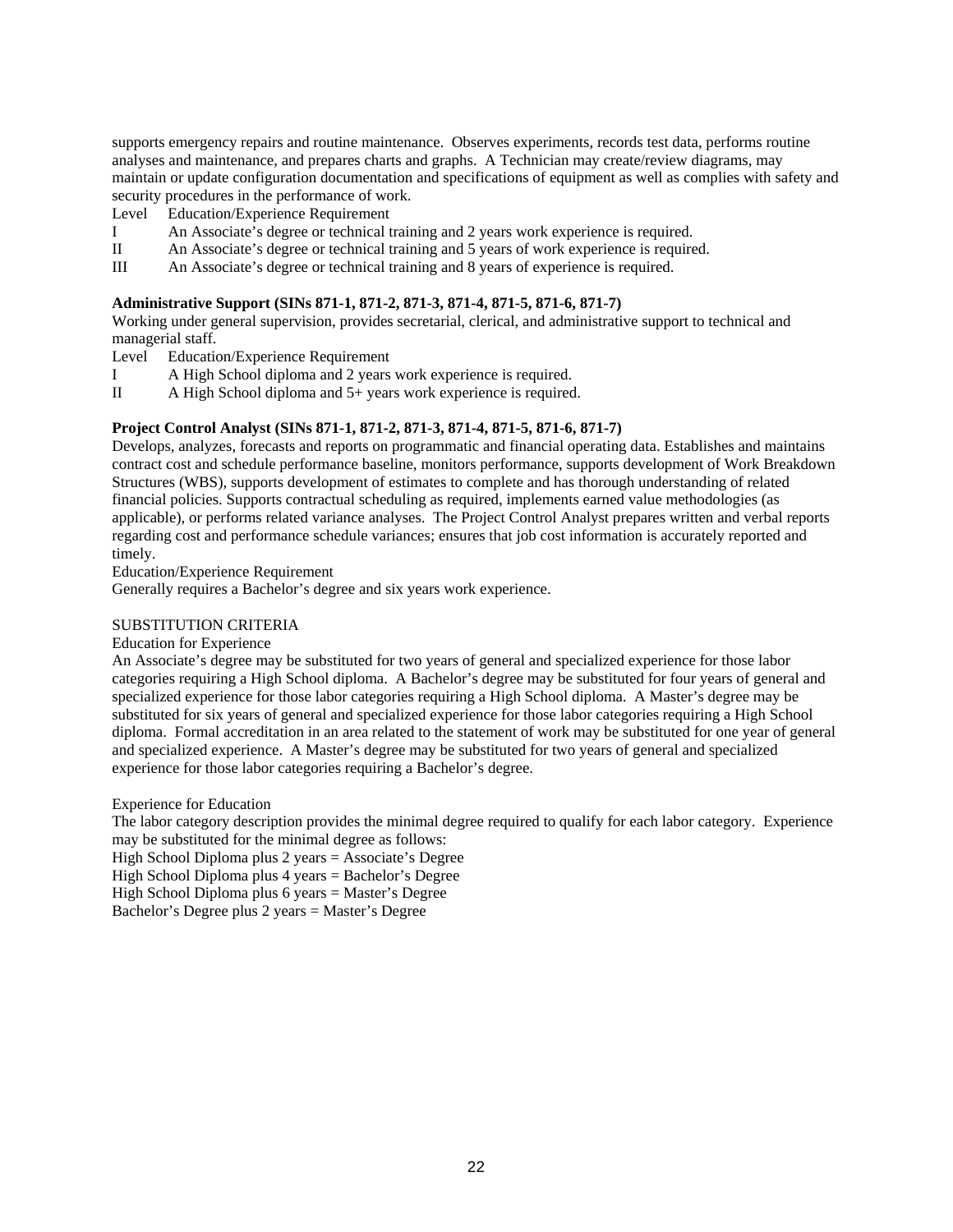supports emergency repairs and routine maintenance. Observes experiments, records test data, performs routine analyses and maintenance, and prepares charts and graphs. A Technician may create/review diagrams, may maintain or update configuration documentation and specifications of equipment as well as complies with safety and security procedures in the performance of work.

| Level | Education/Experience Requirement |
| --- | --- |
| I | An Associate's degree or technical training and 2 years work experience is required. |
| II | An Associate's degree or technical training and 5 years of work experience is required. |
| III | An Associate's degree or technical training and 8 years of experience is required. |

**Administrative Support (SINs 871-1, 871-2, 871-3, 871-4, 871-5, 871-6, 871-7)**

Working under general supervision, provides secretarial, clerical, and administrative support to technical and managerial staff.

| Level | Education/Experience Requirement |
| --- | --- |
| I | A High School diploma and 2 years work experience is required. |
| II | A High School diploma and 5+ years work experience is required. |

**Project Control Analyst (SINs 871-1, 871-2, 871-3, 871-4, 871-5, 871-6, 871-7)**

Develops, analyzes, forecasts and reports on programmatic and financial operating data. Establishes and maintains contract cost and schedule performance baseline, monitors performance, supports development of Work Breakdown Structures (WBS), supports development of estimates to complete and has thorough understanding of related financial policies. Supports contractual scheduling as required, implements earned value methodologies (as applicable), or performs related variance analyses. The Project Control Analyst prepares written and verbal reports regarding cost and performance schedule variances; ensures that job cost information is accurately reported and timely.

Education/Experience Requirement

Generally requires a Bachelor's degree and six years work experience.

SUBSTITUTION CRITERIA

Education for Experience

An Associate's degree may be substituted for two years of general and specialized experience for those labor categories requiring a High School diploma. A Bachelor's degree may be substituted for four years of general and specialized experience for those labor categories requiring a High School diploma. A Master's degree may be substituted for six years of general and specialized experience for those labor categories requiring a High School diploma. Formal accreditation in an area related to the statement of work may be substituted for one year of general and specialized experience. A Master's degree may be substituted for two years of general and specialized experience for those labor categories requiring a Bachelor's degree.

Experience for Education

The labor category description provides the minimal degree required to qualify for each labor category. Experience may be substituted for the minimal degree as follows:

High School Diploma plus 2 years = Associate's Degree
High School Diploma plus 4 years = Bachelor's Degree
High School Diploma plus 6 years = Master's Degree
Bachelor's Degree plus 2 years = Master's Degree